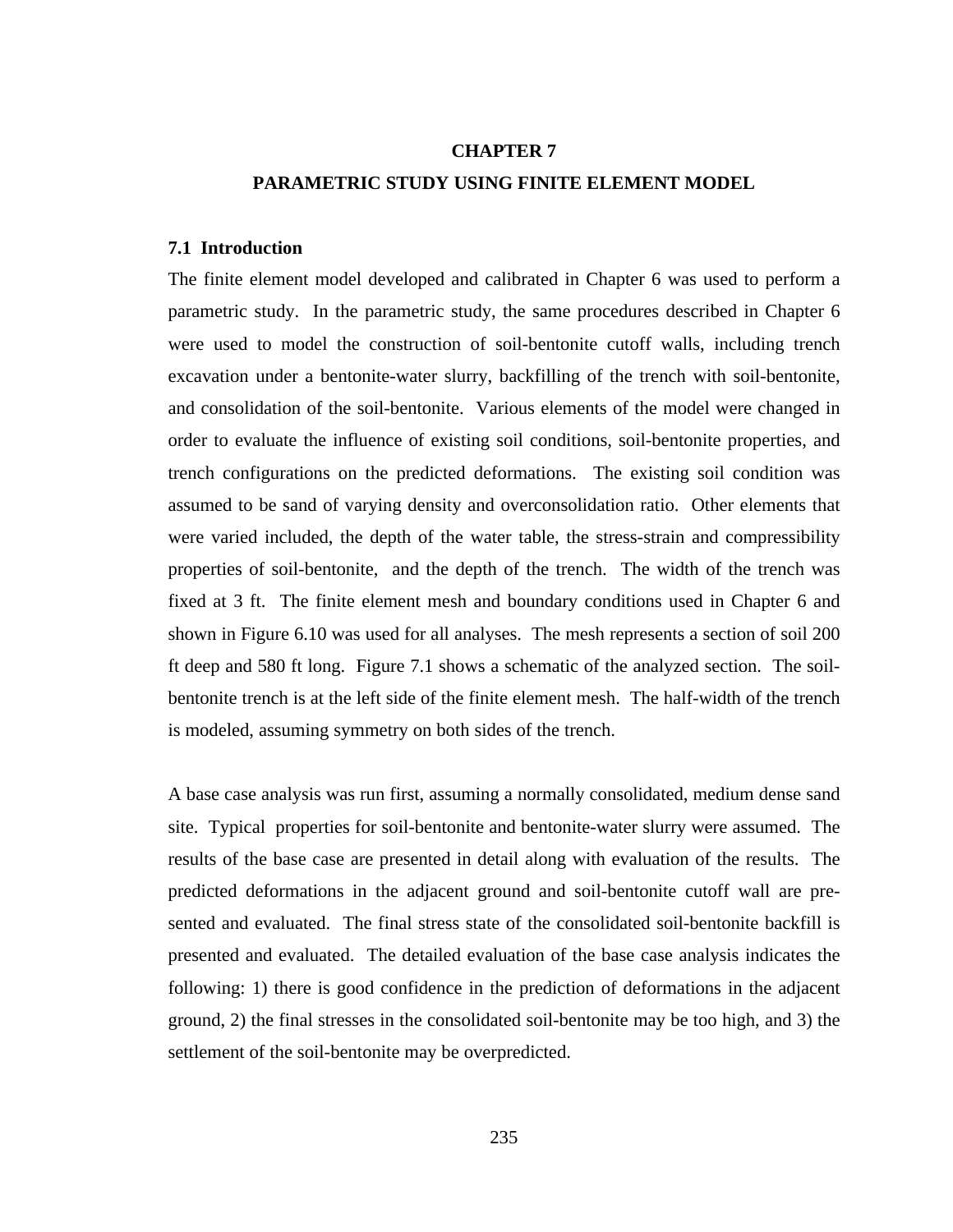# CHAPTER 7

# PARAMETRIC STUDY USING FINITE ELEMENT MODEL

## 7.1 Introduction

The finite element model developed and calibrated in Chapter 6 was used to perform a parametric study. In the parametric study, the same procedures described in Chapter 6 were used to model the construction of soil-bentonite cutoff walls, including trench excavation under a bentonite-water slurry, backfilling of the trench with soil-bentonite, and consolidation of the soil-bentonite. Various elements of the model were changed in order to evaluate the influence of existing soil conditions, soil-bentonite properties, and trench configurations on the predicted deformations. The existing soil condition was assumed to be sand of varying density and overconsolidation ratio. Other elements that were varied included, the depth of the water table, the stress-strain and compressibility properties of soil-bentonite, and the depth of the trench. The width of the trench was fixed at 3 ft. The finite element mesh and boundary conditions used in Chapter 6 and shown in Figure 6.10 was used for all analyses. The mesh represents a section of soil 200 ft deep and 580 ft long. Figure 7.1 shows a schematic of the analyzed section. The soil-bentonite trench is at the left side of the finite element mesh. The half-width of the trench is modeled, assuming symmetry on both sides of the trench.

A base case analysis was run first, assuming a normally consolidated, medium dense sand site. Typical properties for soil-bentonite and bentonite-water slurry were assumed. The results of the base case are presented in detail along with evaluation of the results. The predicted deformations in the adjacent ground and soil-bentonite cutoff wall are presented and evaluated. The final stress state of the consolidated soil-bentonite backfill is presented and evaluated. The detailed evaluation of the base case analysis indicates the following: 1) there is good confidence in the prediction of deformations in the adjacent ground, 2) the final stresses in the consolidated soil-bentonite may be too high, and 3) the settlement of the soil-bentonite may be overpredicted.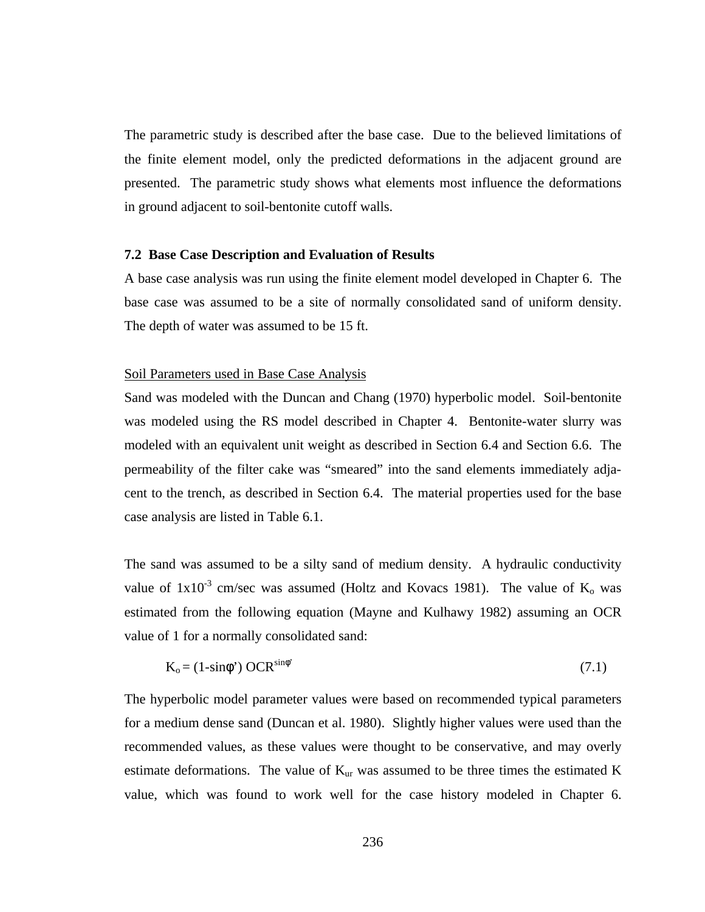The parametric study is described after the base case. Due to the believed limitations of the finite element model, only the predicted deformations in the adjacent ground are presented. The parametric study shows what elements most influence the deformations in ground adjacent to soil-bentonite cutoff walls.

### 7.2 Base Case Description and Evaluation of Results

A base case analysis was run using the finite element model developed in Chapter 6. The base case was assumed to be a site of normally consolidated sand of uniform density. The depth of water was assumed to be 15 ft.

Soil Parameters used in Base Case Analysis

Sand was modeled with the Duncan and Chang (1970) hyperbolic model. Soil-bentonite was modeled using the RS model described in Chapter 4. Bentonite-water slurry was modeled with an equivalent unit weight as described in Section 6.4 and Section 6.6. The permeability of the filter cake was "smeared" into the sand elements immediately adjacent to the trench, as described in Section 6.4. The material properties used for the base case analysis are listed in Table 6.1.

The sand was assumed to be a silty sand of medium density. A hydraulic conductivity value of $1 \times 10^{-3}$ cm/sec was assumed (Holtz and Kovacs 1981). The value of $K_o$ was estimated from the following equation (Mayne and Kulhawy 1982) assuming an OCR value of 1 for a normally consolidated sand:

$$K_o = (1 - \sin\phi') \, OCR^{\sin\phi'} \tag{7.1}$$

The hyperbolic model parameter values were based on recommended typical parameters for a medium dense sand (Duncan et al. 1980). Slightly higher values were used than the recommended values, as these values were thought to be conservative, and may overly estimate deformations. The value of $K_{ur}$ was assumed to be three times the estimated K value, which was found to work well for the case history modeled in Chapter 6.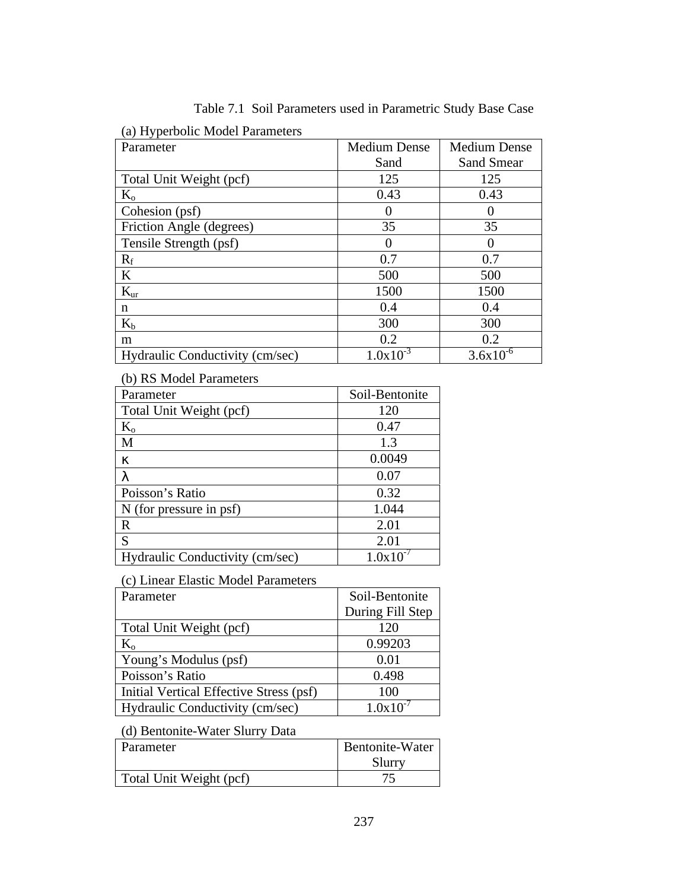Table 7.1 Soil Parameters used in Parametric Study Base Case

(a) Hyperbolic Model Parameters

| Parameter | Medium Dense Sand | Medium Dense Sand Smear |
|---|---|---|
| Total Unit Weight (pcf) | 125 | 125 |
| $K_o$ | 0.43 | 0.43 |
| Cohesion (psf) | 0 | 0 |
| Friction Angle (degrees) | 35 | 35 |
| Tensile Strength (psf) | 0 | 0 |
| $R_f$ | 0.7 | 0.7 |
| K | 500 | 500 |
| $K_{ur}$ | 1500 | 1500 |
| n | 0.4 | 0.4 |
| $K_b$ | 300 | 300 |
| m | 0.2 | 0.2 |
| Hydraulic Conductivity (cm/sec) | $1.0\text{x}10^{-3}$ | $3.6\text{x}10^{-6}$ |

(b) RS Model Parameters

| Parameter | Soil-Bentonite |
|---|---|
| Total Unit Weight (pcf) | 120 |
| $K_o$ | 0.47 |
| M | 1.3 |
| $\kappa$ | 0.0049 |
| $\lambda$ | 0.07 |
| Poisson's Ratio | 0.32 |
| N (for pressure in psf) | 1.044 |
| R | 2.01 |
| S | 2.01 |
| Hydraulic Conductivity (cm/sec) | $1.0\text{x}10^{-7}$ |

(c) Linear Elastic Model Parameters

| Parameter | Soil-Bentonite During Fill Step |
|---|---|
| Total Unit Weight (pcf) | 120 |
| $K_o$ | 0.99203 |
| Young's Modulus (psf) | 0.01 |
| Poisson's Ratio | 0.498 |
| Initial Vertical Effective Stress (psf) | 100 |
| Hydraulic Conductivity (cm/sec) | $1.0\text{x}10^{-7}$ |

(d) Bentonite-Water Slurry Data

| Parameter | Bentonite-Water Slurry |
|---|---|
| Total Unit Weight (pcf) | 75 |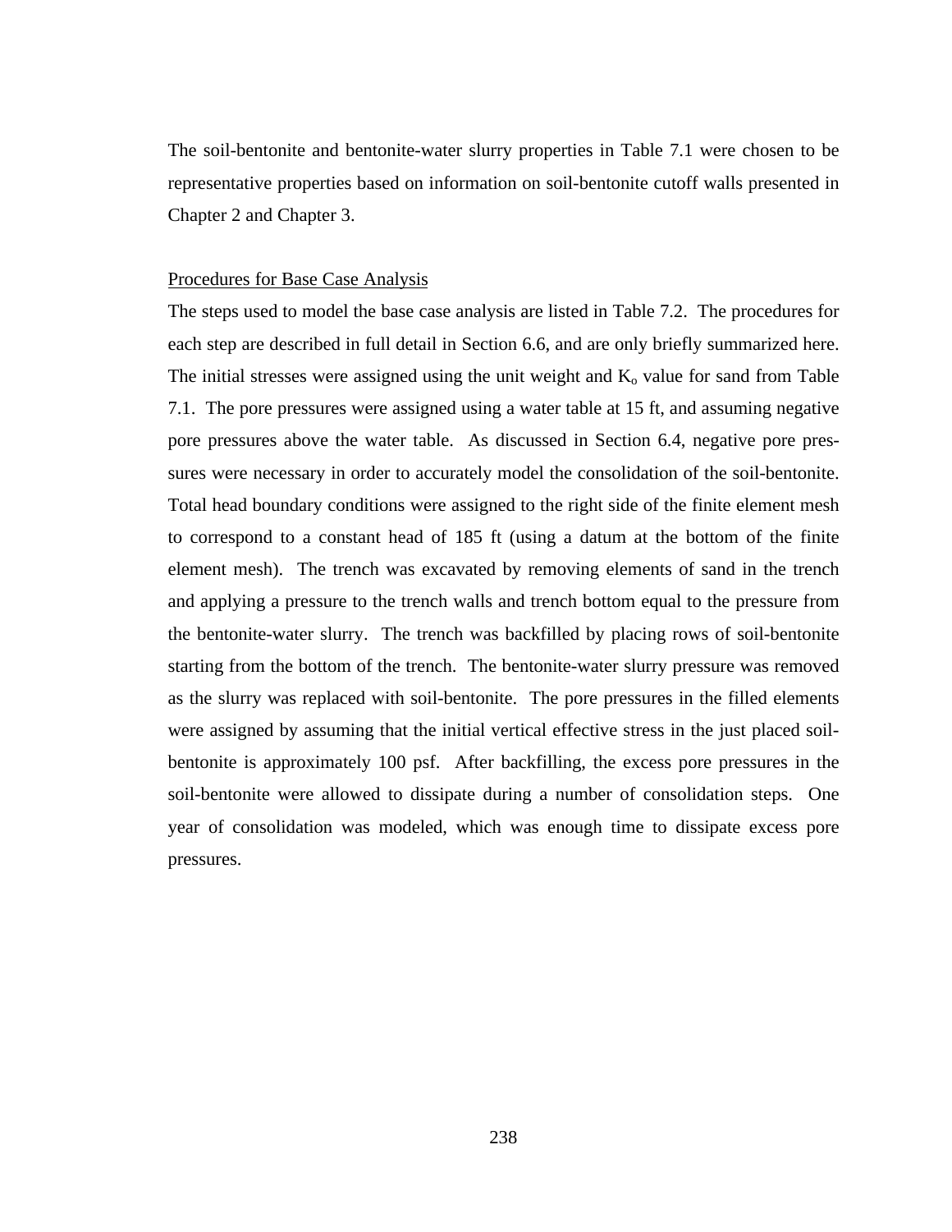The soil-bentonite and bentonite-water slurry properties in Table 7.1 were chosen to be representative properties based on information on soil-bentonite cutoff walls presented in Chapter 2 and Chapter 3.

Procedures for Base Case Analysis

The steps used to model the base case analysis are listed in Table 7.2. The procedures for each step are described in full detail in Section 6.6, and are only briefly summarized here. The initial stresses were assigned using the unit weight and $K_o$ value for sand from Table 7.1. The pore pressures were assigned using a water table at 15 ft, and assuming negative pore pressures above the water table. As discussed in Section 6.4, negative pore pressures were necessary in order to accurately model the consolidation of the soil-bentonite. Total head boundary conditions were assigned to the right side of the finite element mesh to correspond to a constant head of 185 ft (using a datum at the bottom of the finite element mesh). The trench was excavated by removing elements of sand in the trench and applying a pressure to the trench walls and trench bottom equal to the pressure from the bentonite-water slurry. The trench was backfilled by placing rows of soil-bentonite starting from the bottom of the trench. The bentonite-water slurry pressure was removed as the slurry was replaced with soil-bentonite. The pore pressures in the filled elements were assigned by assuming that the initial vertical effective stress in the just placed soil-bentonite is approximately 100 psf. After backfilling, the excess pore pressures in the soil-bentonite were allowed to dissipate during a number of consolidation steps. One year of consolidation was modeled, which was enough time to dissipate excess pore pressures.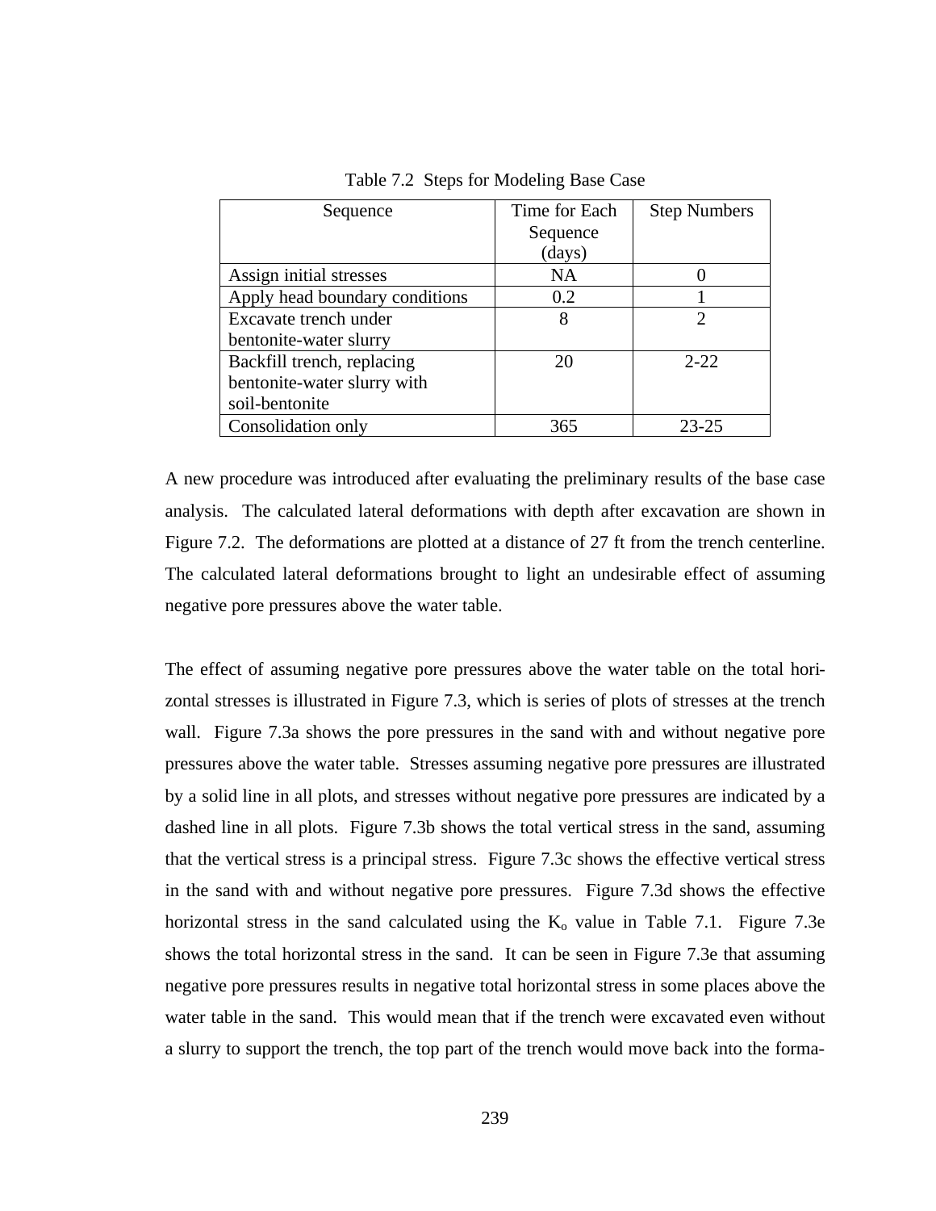Table 7.2 Steps for Modeling Base Case

| Sequence | Time for Each Sequence (days) | Step Numbers |
|---|---|---|
| Assign initial stresses | NA | 0 |
| Apply head boundary conditions | 0.2 | 1 |
| Excavate trench under bentonite-water slurry | 8 | 2 |
| Backfill trench, replacing bentonite-water slurry with soil-bentonite | 20 | 2-22 |
| Consolidation only | 365 | 23-25 |

A new procedure was introduced after evaluating the preliminary results of the base case analysis. The calculated lateral deformations with depth after excavation are shown in Figure 7.2. The deformations are plotted at a distance of 27 ft from the trench centerline. The calculated lateral deformations brought to light an undesirable effect of assuming negative pore pressures above the water table.

The effect of assuming negative pore pressures above the water table on the total horizontal stresses is illustrated in Figure 7.3, which is series of plots of stresses at the trench wall. Figure 7.3a shows the pore pressures in the sand with and without negative pore pressures above the water table. Stresses assuming negative pore pressures are illustrated by a solid line in all plots, and stresses without negative pore pressures are indicated by a dashed line in all plots. Figure 7.3b shows the total vertical stress in the sand, assuming that the vertical stress is a principal stress. Figure 7.3c shows the effective vertical stress in the sand with and without negative pore pressures. Figure 7.3d shows the effective horizontal stress in the sand calculated using the $K_o$ value in Table 7.1. Figure 7.3e shows the total horizontal stress in the sand. It can be seen in Figure 7.3e that assuming negative pore pressures results in negative total horizontal stress in some places above the water table in the sand. This would mean that if the trench were excavated even without a slurry to support the trench, the top part of the trench would move back into the forma-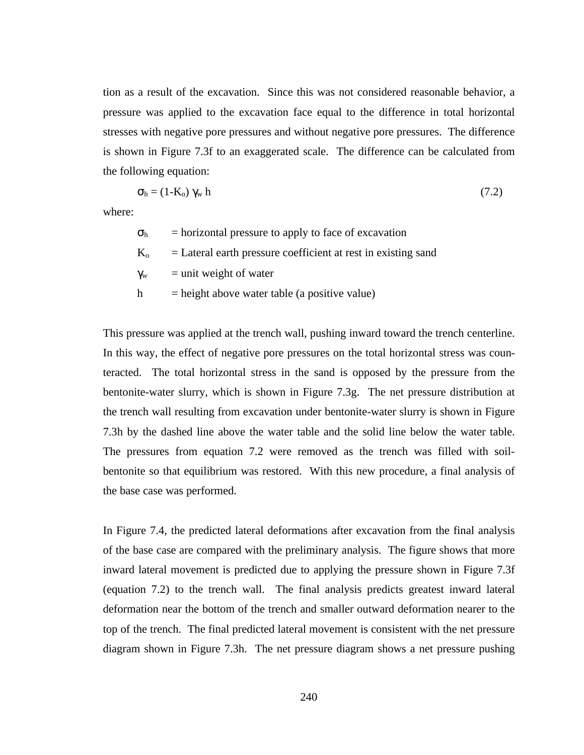tion as a result of the excavation. Since this was not considered reasonable behavior, a pressure was applied to the excavation face equal to the difference in total horizontal stresses with negative pore pressures and without negative pore pressures. The difference is shown in Figure 7.3f to an exaggerated scale. The difference can be calculated from the following equation:

$$\sigma_h = (1-K_o)\, \gamma_w\, h \tag{7.2}$$

where:

$\sigma_h$ = horizontal pressure to apply to face of excavation

$K_o$ = Lateral earth pressure coefficient at rest in existing sand

$\gamma_w$ = unit weight of water

$h$ = height above water table (a positive value)

This pressure was applied at the trench wall, pushing inward toward the trench centerline. In this way, the effect of negative pore pressures on the total horizontal stress was counteracted. The total horizontal stress in the sand is opposed by the pressure from the bentonite-water slurry, which is shown in Figure 7.3g. The net pressure distribution at the trench wall resulting from excavation under bentonite-water slurry is shown in Figure 7.3h by the dashed line above the water table and the solid line below the water table. The pressures from equation 7.2 were removed as the trench was filled with soil-bentonite so that equilibrium was restored. With this new procedure, a final analysis of the base case was performed.

In Figure 7.4, the predicted lateral deformations after excavation from the final analysis of the base case are compared with the preliminary analysis. The figure shows that more inward lateral movement is predicted due to applying the pressure shown in Figure 7.3f (equation 7.2) to the trench wall. The final analysis predicts greatest inward lateral deformation near the bottom of the trench and smaller outward deformation nearer to the top of the trench. The final predicted lateral movement is consistent with the net pressure diagram shown in Figure 7.3h. The net pressure diagram shows a net pressure pushing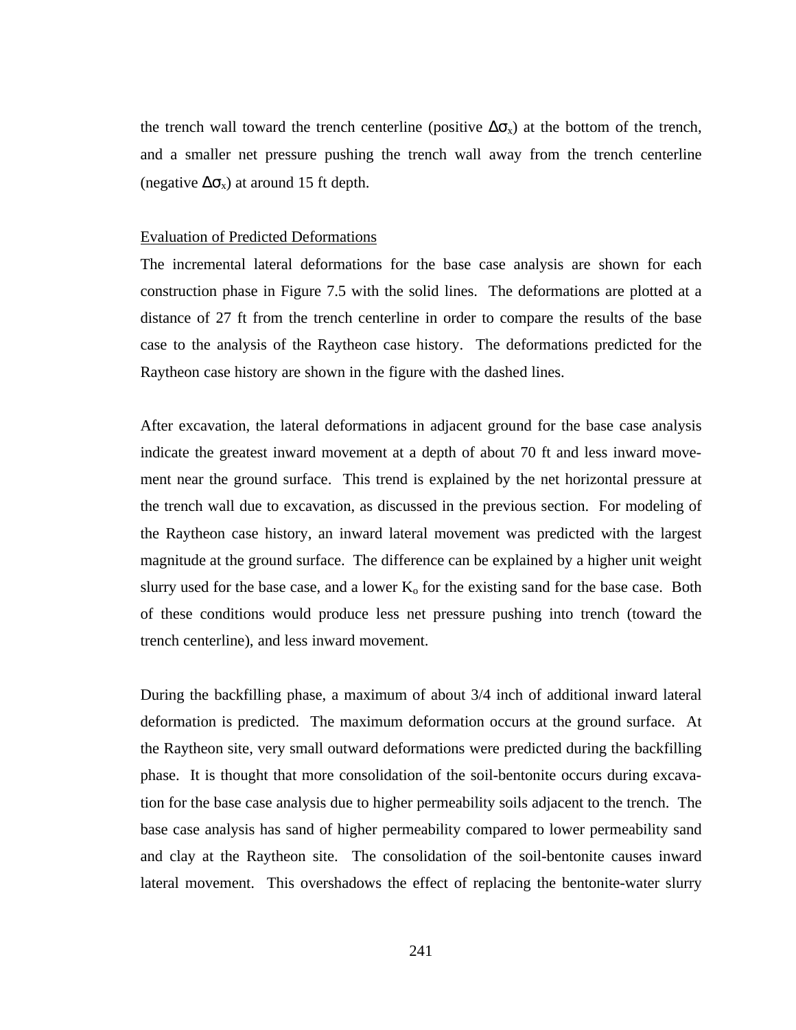the trench wall toward the trench centerline (positive $\Delta\sigma_x$) at the bottom of the trench, and a smaller net pressure pushing the trench wall away from the trench centerline (negative $\Delta\sigma_x$) at around 15 ft depth.

Evaluation of Predicted Deformations

The incremental lateral deformations for the base case analysis are shown for each construction phase in Figure 7.5 with the solid lines. The deformations are plotted at a distance of 27 ft from the trench centerline in order to compare the results of the base case to the analysis of the Raytheon case history. The deformations predicted for the Raytheon case history are shown in the figure with the dashed lines.

After excavation, the lateral deformations in adjacent ground for the base case analysis indicate the greatest inward movement at a depth of about 70 ft and less inward movement near the ground surface. This trend is explained by the net horizontal pressure at the trench wall due to excavation, as discussed in the previous section. For modeling of the Raytheon case history, an inward lateral movement was predicted with the largest magnitude at the ground surface. The difference can be explained by a higher unit weight slurry used for the base case, and a lower $K_o$ for the existing sand for the base case. Both of these conditions would produce less net pressure pushing into trench (toward the trench centerline), and less inward movement.

During the backfilling phase, a maximum of about 3/4 inch of additional inward lateral deformation is predicted. The maximum deformation occurs at the ground surface. At the Raytheon site, very small outward deformations were predicted during the backfilling phase. It is thought that more consolidation of the soil-bentonite occurs during excavation for the base case analysis due to higher permeability soils adjacent to the trench. The base case analysis has sand of higher permeability compared to lower permeability sand and clay at the Raytheon site. The consolidation of the soil-bentonite causes inward lateral movement. This overshadows the effect of replacing the bentonite-water slurry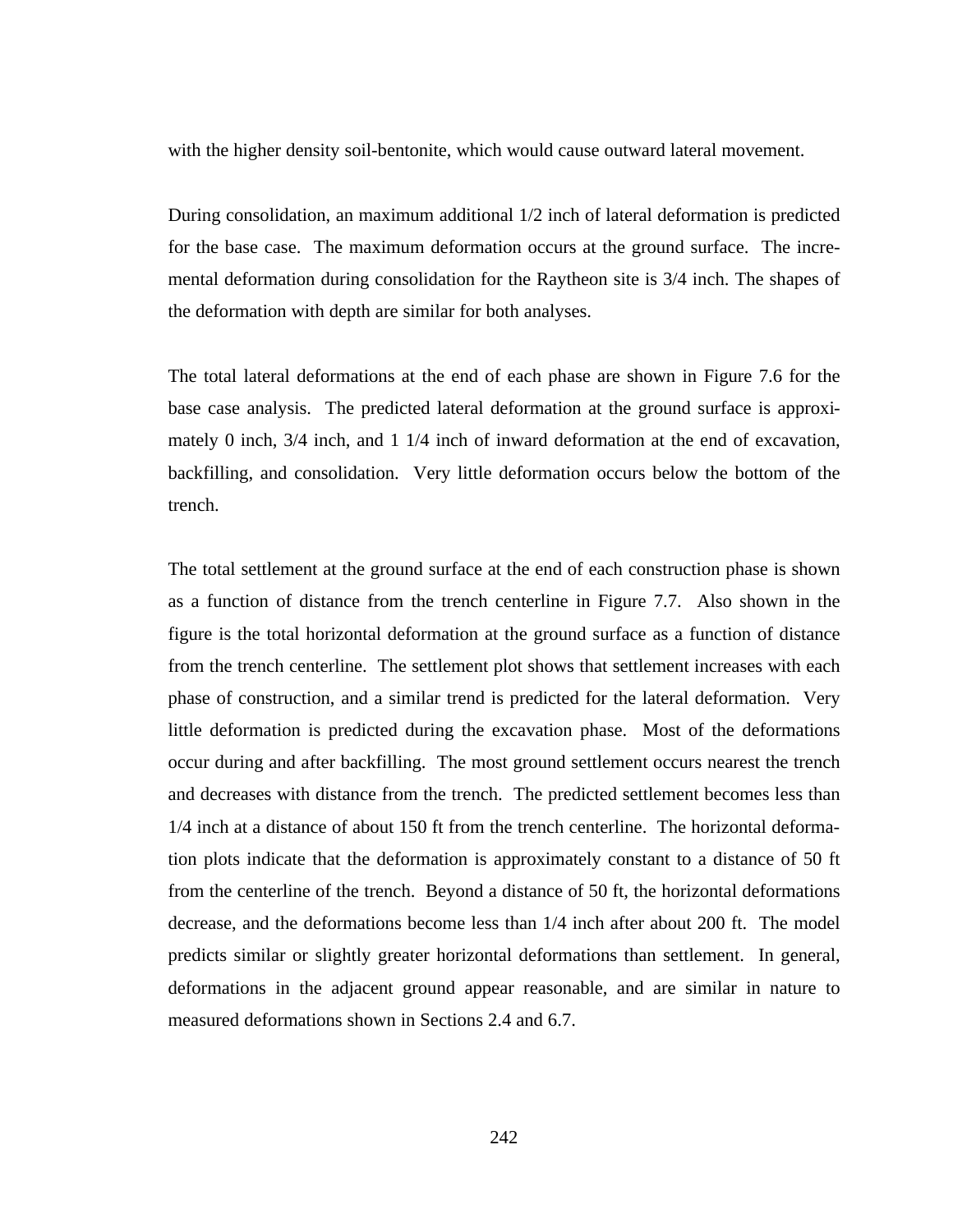with the higher density soil-bentonite, which would cause outward lateral movement.

During consolidation, an maximum additional 1/2 inch of lateral deformation is predicted for the base case. The maximum deformation occurs at the ground surface. The incremental deformation during consolidation for the Raytheon site is 3/4 inch. The shapes of the deformation with depth are similar for both analyses.

The total lateral deformations at the end of each phase are shown in Figure 7.6 for the base case analysis. The predicted lateral deformation at the ground surface is approximately 0 inch, 3/4 inch, and 1 1/4 inch of inward deformation at the end of excavation, backfilling, and consolidation. Very little deformation occurs below the bottom of the trench.

The total settlement at the ground surface at the end of each construction phase is shown as a function of distance from the trench centerline in Figure 7.7. Also shown in the figure is the total horizontal deformation at the ground surface as a function of distance from the trench centerline. The settlement plot shows that settlement increases with each phase of construction, and a similar trend is predicted for the lateral deformation. Very little deformation is predicted during the excavation phase. Most of the deformations occur during and after backfilling. The most ground settlement occurs nearest the trench and decreases with distance from the trench. The predicted settlement becomes less than 1/4 inch at a distance of about 150 ft from the trench centerline. The horizontal deformation plots indicate that the deformation is approximately constant to a distance of 50 ft from the centerline of the trench. Beyond a distance of 50 ft, the horizontal deformations decrease, and the deformations become less than 1/4 inch after about 200 ft. The model predicts similar or slightly greater horizontal deformations than settlement. In general, deformations in the adjacent ground appear reasonable, and are similar in nature to measured deformations shown in Sections 2.4 and 6.7.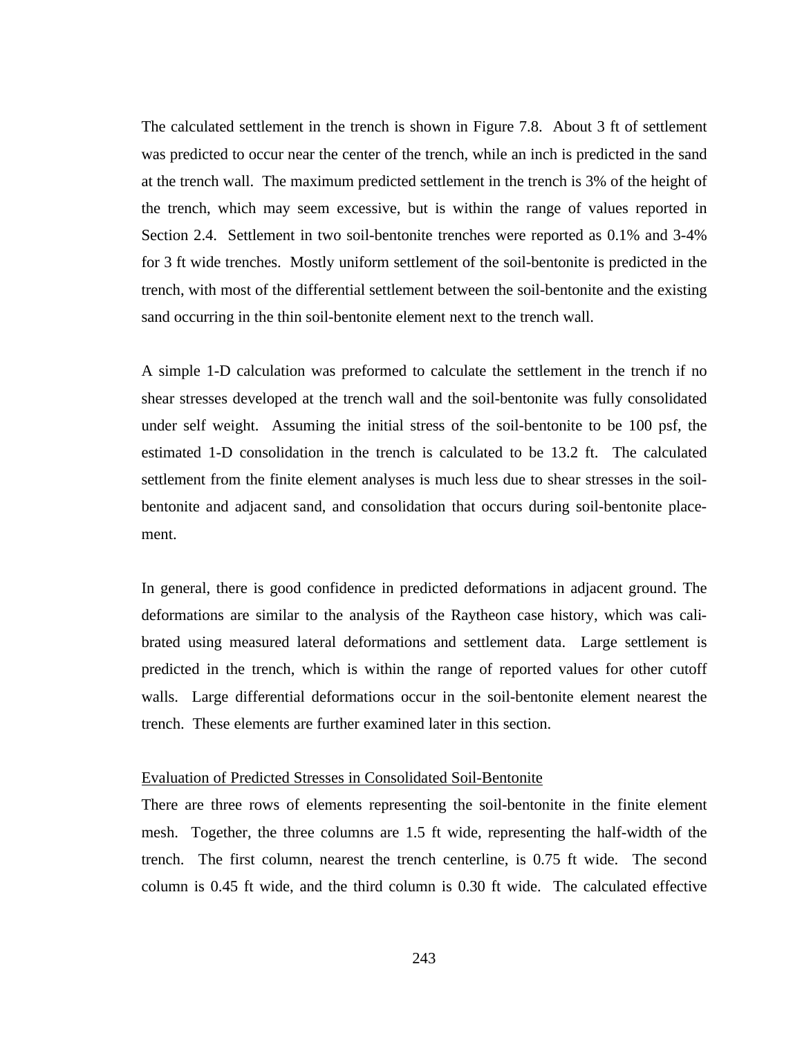The calculated settlement in the trench is shown in Figure 7.8. About 3 ft of settlement was predicted to occur near the center of the trench, while an inch is predicted in the sand at the trench wall. The maximum predicted settlement in the trench is 3% of the height of the trench, which may seem excessive, but is within the range of values reported in Section 2.4. Settlement in two soil-bentonite trenches were reported as 0.1% and 3-4% for 3 ft wide trenches. Mostly uniform settlement of the soil-bentonite is predicted in the trench, with most of the differential settlement between the soil-bentonite and the existing sand occurring in the thin soil-bentonite element next to the trench wall.

A simple 1-D calculation was preformed to calculate the settlement in the trench if no shear stresses developed at the trench wall and the soil-bentonite was fully consolidated under self weight. Assuming the initial stress of the soil-bentonite to be 100 psf, the estimated 1-D consolidation in the trench is calculated to be 13.2 ft. The calculated settlement from the finite element analyses is much less due to shear stresses in the soil-bentonite and adjacent sand, and consolidation that occurs during soil-bentonite placement.

In general, there is good confidence in predicted deformations in adjacent ground. The deformations are similar to the analysis of the Raytheon case history, which was calibrated using measured lateral deformations and settlement data. Large settlement is predicted in the trench, which is within the range of reported values for other cutoff walls. Large differential deformations occur in the soil-bentonite element nearest the trench. These elements are further examined later in this section.

<u>Evaluation of Predicted Stresses in Consolidated Soil-Bentonite</u>

There are three rows of elements representing the soil-bentonite in the finite element mesh. Together, the three columns are 1.5 ft wide, representing the half-width of the trench. The first column, nearest the trench centerline, is 0.75 ft wide. The second column is 0.45 ft wide, and the third column is 0.30 ft wide. The calculated effective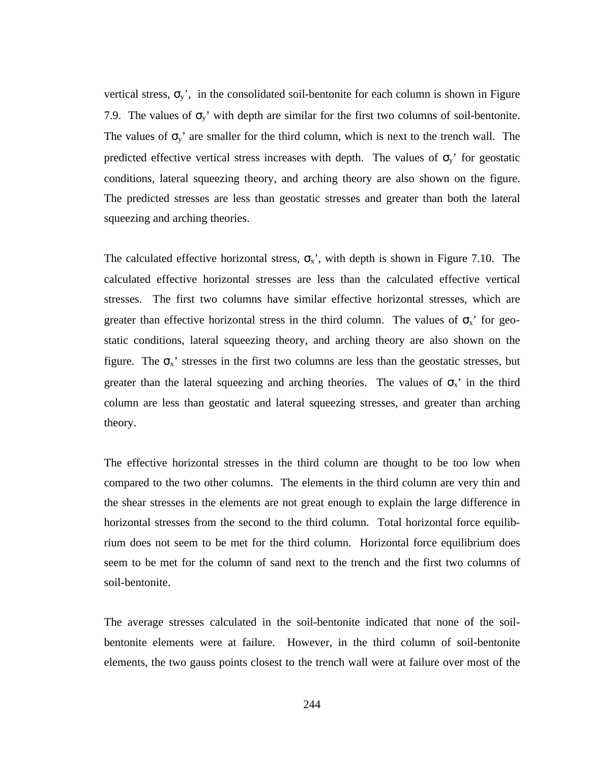vertical stress, $\sigma_y$', in the consolidated soil-bentonite for each column is shown in Figure 7.9. The values of $\sigma_y$' with depth are similar for the first two columns of soil-bentonite. The values of $\sigma_y$' are smaller for the third column, which is next to the trench wall. The predicted effective vertical stress increases with depth. The values of $\sigma_y$' for geostatic conditions, lateral squeezing theory, and arching theory are also shown on the figure. The predicted stresses are less than geostatic stresses and greater than both the lateral squeezing and arching theories.

The calculated effective horizontal stress, $\sigma_x$', with depth is shown in Figure 7.10. The calculated effective horizontal stresses are less than the calculated effective vertical stresses. The first two columns have similar effective horizontal stresses, which are greater than effective horizontal stress in the third column. The values of $\sigma_x$' for geostatic conditions, lateral squeezing theory, and arching theory are also shown on the figure. The $\sigma_x$' stresses in the first two columns are less than the geostatic stresses, but greater than the lateral squeezing and arching theories. The values of $\sigma_x$' in the third column are less than geostatic and lateral squeezing stresses, and greater than arching theory.

The effective horizontal stresses in the third column are thought to be too low when compared to the two other columns. The elements in the third column are very thin and the shear stresses in the elements are not great enough to explain the large difference in horizontal stresses from the second to the third column. Total horizontal force equilibrium does not seem to be met for the third column. Horizontal force equilibrium does seem to be met for the column of sand next to the trench and the first two columns of soil-bentonite.

The average stresses calculated in the soil-bentonite indicated that none of the soil-bentonite elements were at failure. However, in the third column of soil-bentonite elements, the two gauss points closest to the trench wall were at failure over most of the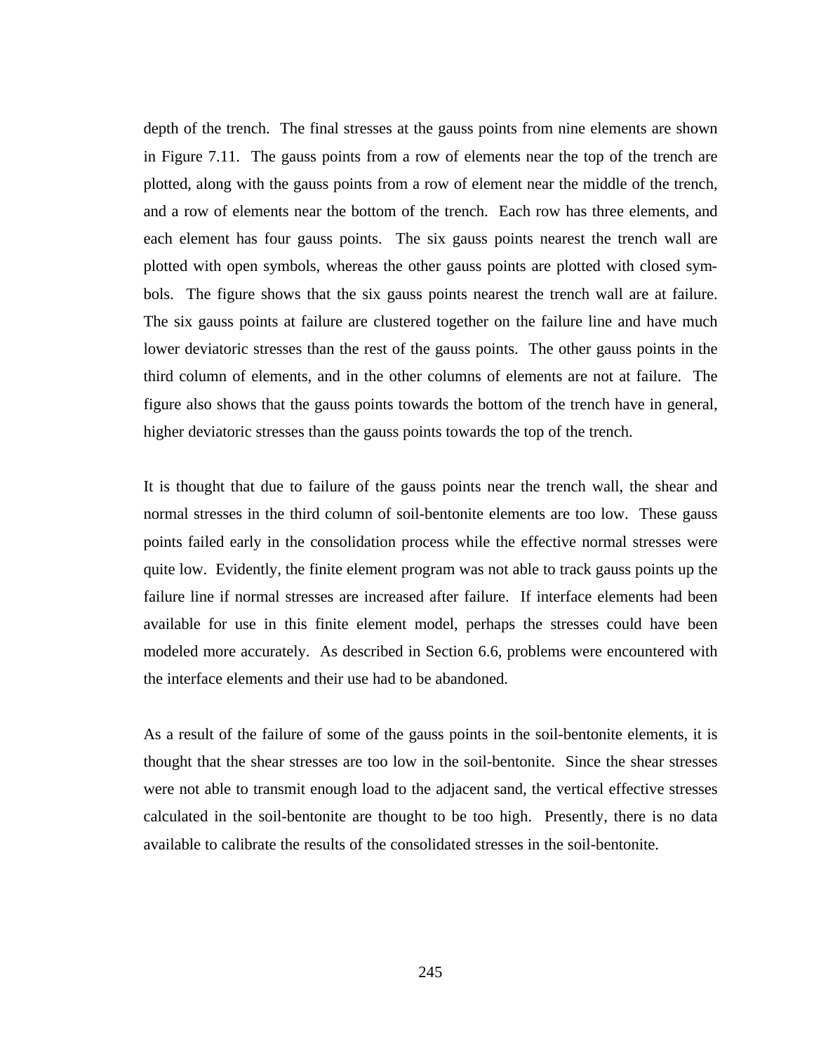depth of the trench. The final stresses at the gauss points from nine elements are shown in Figure 7.11. The gauss points from a row of elements near the top of the trench are plotted, along with the gauss points from a row of element near the middle of the trench, and a row of elements near the bottom of the trench. Each row has three elements, and each element has four gauss points. The six gauss points nearest the trench wall are plotted with open symbols, whereas the other gauss points are plotted with closed symbols. The figure shows that the six gauss points nearest the trench wall are at failure. The six gauss points at failure are clustered together on the failure line and have much lower deviatoric stresses than the rest of the gauss points. The other gauss points in the third column of elements, and in the other columns of elements are not at failure. The figure also shows that the gauss points towards the bottom of the trench have in general, higher deviatoric stresses than the gauss points towards the top of the trench.

It is thought that due to failure of the gauss points near the trench wall, the shear and normal stresses in the third column of soil-bentonite elements are too low. These gauss points failed early in the consolidation process while the effective normal stresses were quite low. Evidently, the finite element program was not able to track gauss points up the failure line if normal stresses are increased after failure. If interface elements had been available for use in this finite element model, perhaps the stresses could have been modeled more accurately. As described in Section 6.6, problems were encountered with the interface elements and their use had to be abandoned.

As a result of the failure of some of the gauss points in the soil-bentonite elements, it is thought that the shear stresses are too low in the soil-bentonite. Since the shear stresses were not able to transmit enough load to the adjacent sand, the vertical effective stresses calculated in the soil-bentonite are thought to be too high. Presently, there is no data available to calibrate the results of the consolidated stresses in the soil-bentonite.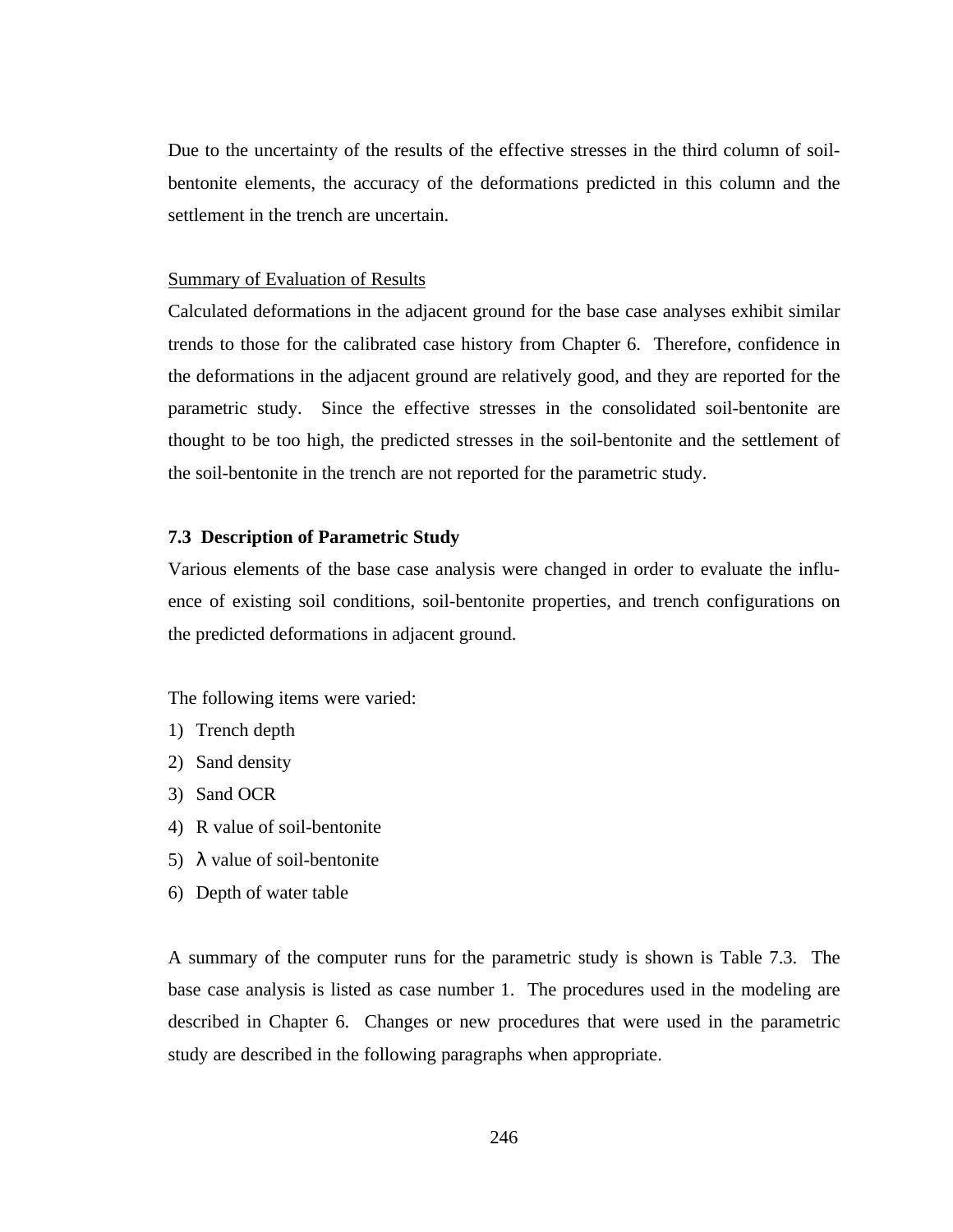Due to the uncertainty of the results of the effective stresses in the third column of soil-bentonite elements, the accuracy of the deformations predicted in this column and the settlement in the trench are uncertain.

Summary of Evaluation of Results

Calculated deformations in the adjacent ground for the base case analyses exhibit similar trends to those for the calibrated case history from Chapter 6. Therefore, confidence in the deformations in the adjacent ground are relatively good, and they are reported for the parametric study. Since the effective stresses in the consolidated soil-bentonite are thought to be too high, the predicted stresses in the soil-bentonite and the settlement of the soil-bentonite in the trench are not reported for the parametric study.

### 7.3 Description of Parametric Study

Various elements of the base case analysis were changed in order to evaluate the influence of existing soil conditions, soil-bentonite properties, and trench configurations on the predicted deformations in adjacent ground.

The following items were varied:

1) Trench depth
2) Sand density
3) Sand OCR
4) R value of soil-bentonite
5) $\lambda$ value of soil-bentonite
6) Depth of water table

A summary of the computer runs for the parametric study is shown is Table 7.3. The base case analysis is listed as case number 1. The procedures used in the modeling are described in Chapter 6. Changes or new procedures that were used in the parametric study are described in the following paragraphs when appropriate.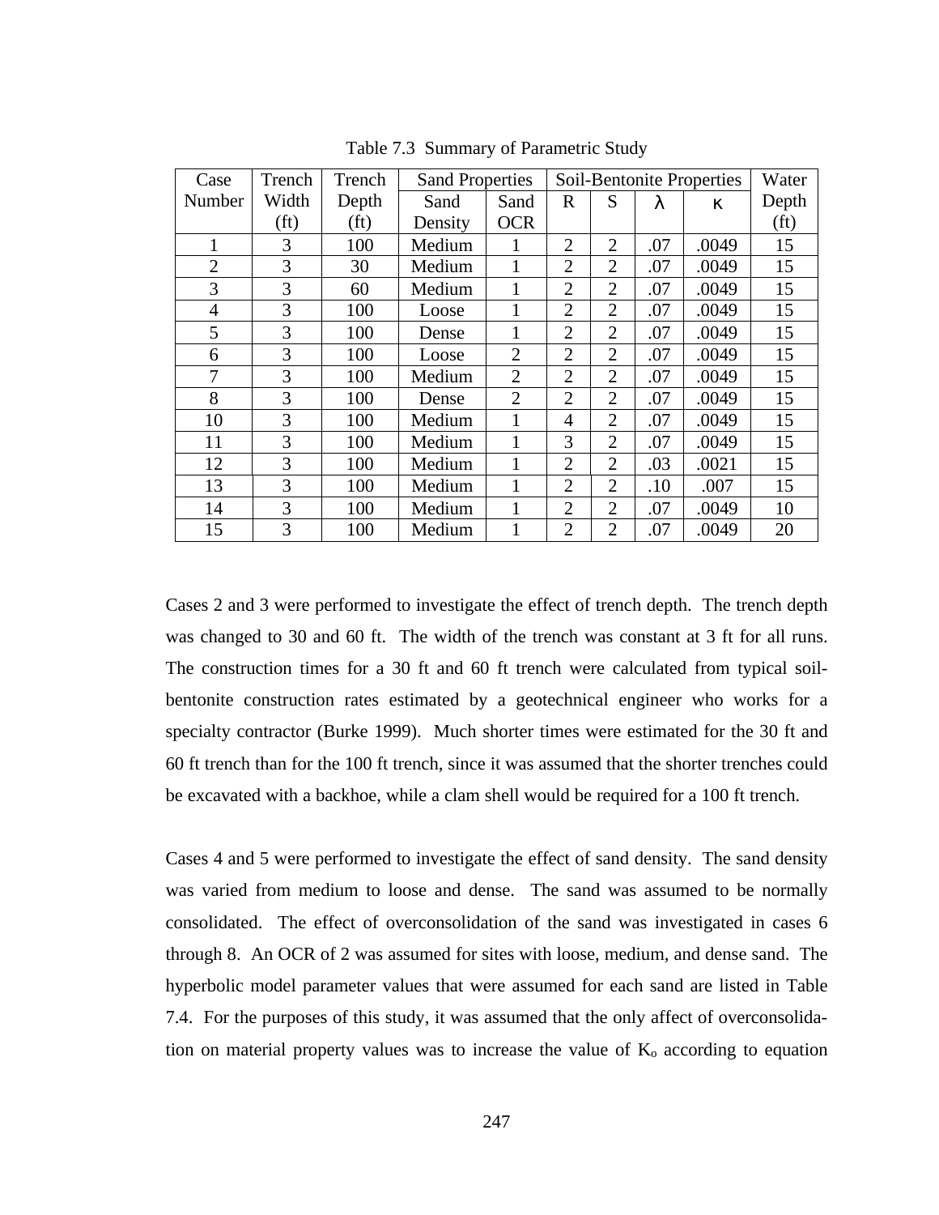Table 7.3 Summary of Parametric Study

| Case Number | Trench Width (ft) | Trench Depth (ft) | Sand Properties | | Soil-Bentonite Properties | | | | Water Depth (ft) |
|---|---|---|---|---|---|---|---|---|---|
| | | | Sand Density | Sand OCR | R | S | $\lambda$ | $\kappa$ | |
| 1 | 3 | 100 | Medium | 1 | 2 | 2 | .07 | .0049 | 15 |
| 2 | 3 | 30 | Medium | 1 | 2 | 2 | .07 | .0049 | 15 |
| 3 | 3 | 60 | Medium | 1 | 2 | 2 | .07 | .0049 | 15 |
| 4 | 3 | 100 | Loose | 1 | 2 | 2 | .07 | .0049 | 15 |
| 5 | 3 | 100 | Dense | 1 | 2 | 2 | .07 | .0049 | 15 |
| 6 | 3 | 100 | Loose | 2 | 2 | 2 | .07 | .0049 | 15 |
| 7 | 3 | 100 | Medium | 2 | 2 | 2 | .07 | .0049 | 15 |
| 8 | 3 | 100 | Dense | 2 | 2 | 2 | .07 | .0049 | 15 |
| 10 | 3 | 100 | Medium | 1 | 4 | 2 | .07 | .0049 | 15 |
| 11 | 3 | 100 | Medium | 1 | 3 | 2 | .07 | .0049 | 15 |
| 12 | 3 | 100 | Medium | 1 | 2 | 2 | .03 | .0021 | 15 |
| 13 | 3 | 100 | Medium | 1 | 2 | 2 | .10 | .007 | 15 |
| 14 | 3 | 100 | Medium | 1 | 2 | 2 | .07 | .0049 | 10 |
| 15 | 3 | 100 | Medium | 1 | 2 | 2 | .07 | .0049 | 20 |

Cases 2 and 3 were performed to investigate the effect of trench depth. The trench depth was changed to 30 and 60 ft. The width of the trench was constant at 3 ft for all runs. The construction times for a 30 ft and 60 ft trench were calculated from typical soil-bentonite construction rates estimated by a geotechnical engineer who works for a specialty contractor (Burke 1999). Much shorter times were estimated for the 30 ft and 60 ft trench than for the 100 ft trench, since it was assumed that the shorter trenches could be excavated with a backhoe, while a clam shell would be required for a 100 ft trench.

Cases 4 and 5 were performed to investigate the effect of sand density. The sand density was varied from medium to loose and dense. The sand was assumed to be normally consolidated. The effect of overconsolidation of the sand was investigated in cases 6 through 8. An OCR of 2 was assumed for sites with loose, medium, and dense sand. The hyperbolic model parameter values that were assumed for each sand are listed in Table 7.4. For the purposes of this study, it was assumed that the only affect of overconsolidation on material property values was to increase the value of $K_o$ according to equation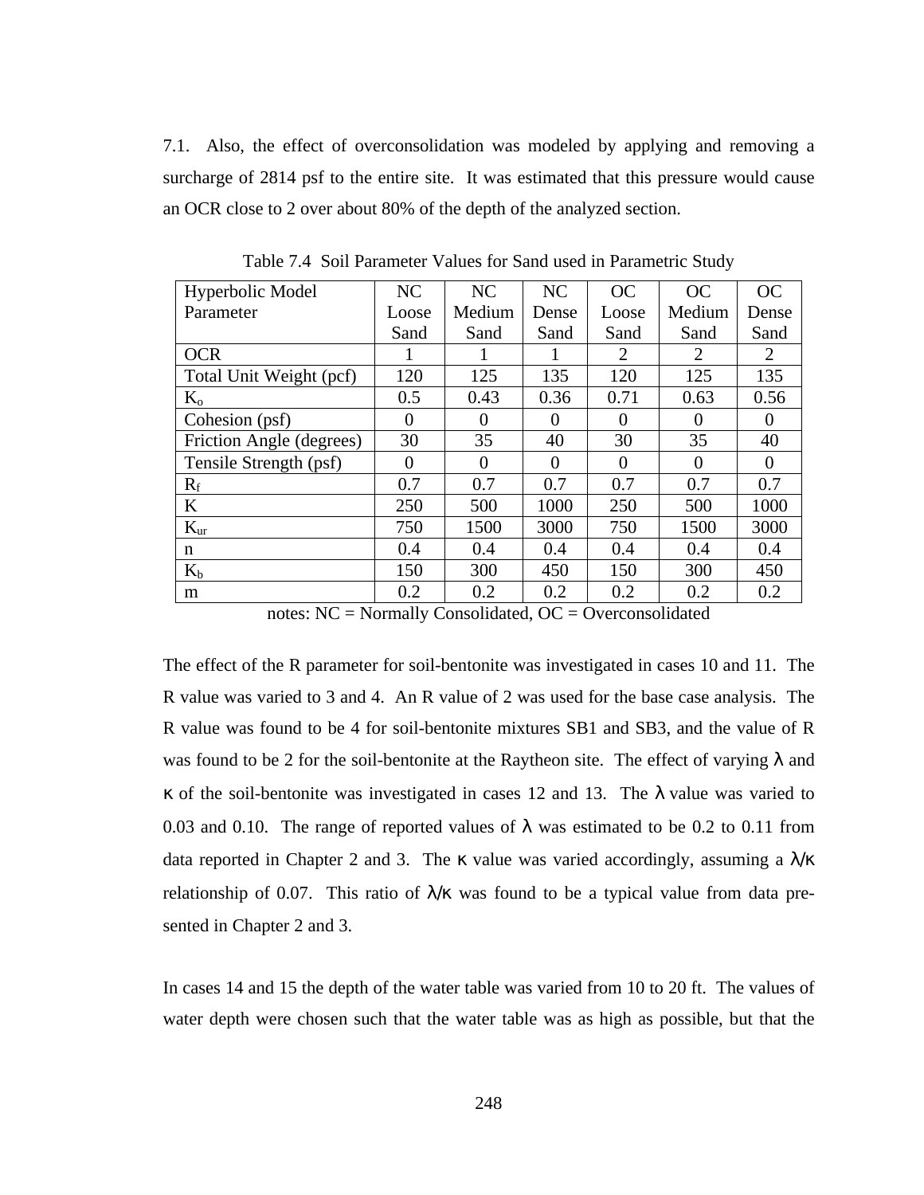7.1. Also, the effect of overconsolidation was modeled by applying and removing a surcharge of 2814 psf to the entire site. It was estimated that this pressure would cause an OCR close to 2 over about 80% of the depth of the analyzed section.

Table 7.4 Soil Parameter Values for Sand used in Parametric Study

| Hyperbolic Model Parameter | NC Loose Sand | NC Medium Sand | NC Dense Sand | OC Loose Sand | OC Medium Sand | OC Dense Sand |
|---|---|---|---|---|---|---|
| OCR | 1 | 1 | 1 | 2 | 2 | 2 |
| Total Unit Weight (pcf) | 120 | 125 | 135 | 120 | 125 | 135 |
| $K_o$ | 0.5 | 0.43 | 0.36 | 0.71 | 0.63 | 0.56 |
| Cohesion (psf) | 0 | 0 | 0 | 0 | 0 | 0 |
| Friction Angle (degrees) | 30 | 35 | 40 | 30 | 35 | 40 |
| Tensile Strength (psf) | 0 | 0 | 0 | 0 | 0 | 0 |
| $R_f$ | 0.7 | 0.7 | 0.7 | 0.7 | 0.7 | 0.7 |
| K | 250 | 500 | 1000 | 250 | 500 | 1000 |
| $K_{ur}$ | 750 | 1500 | 3000 | 750 | 1500 | 3000 |
| n | 0.4 | 0.4 | 0.4 | 0.4 | 0.4 | 0.4 |
| $K_b$ | 150 | 300 | 450 | 150 | 300 | 450 |
| m | 0.2 | 0.2 | 0.2 | 0.2 | 0.2 | 0.2 |

notes: NC = Normally Consolidated, OC = Overconsolidated

The effect of the R parameter for soil-bentonite was investigated in cases 10 and 11. The R value was varied to 3 and 4. An R value of 2 was used for the base case analysis. The R value was found to be 4 for soil-bentonite mixtures SB1 and SB3, and the value of R was found to be 2 for the soil-bentonite at the Raytheon site. The effect of varying $\lambda$ and $\kappa$ of the soil-bentonite was investigated in cases 12 and 13. The $\lambda$ value was varied to 0.03 and 0.10. The range of reported values of $\lambda$ was estimated to be 0.2 to 0.11 from data reported in Chapter 2 and 3. The $\kappa$ value was varied accordingly, assuming a $\lambda/\kappa$ relationship of 0.07. This ratio of $\lambda/\kappa$ was found to be a typical value from data presented in Chapter 2 and 3.

In cases 14 and 15 the depth of the water table was varied from 10 to 20 ft. The values of water depth were chosen such that the water table was as high as possible, but that the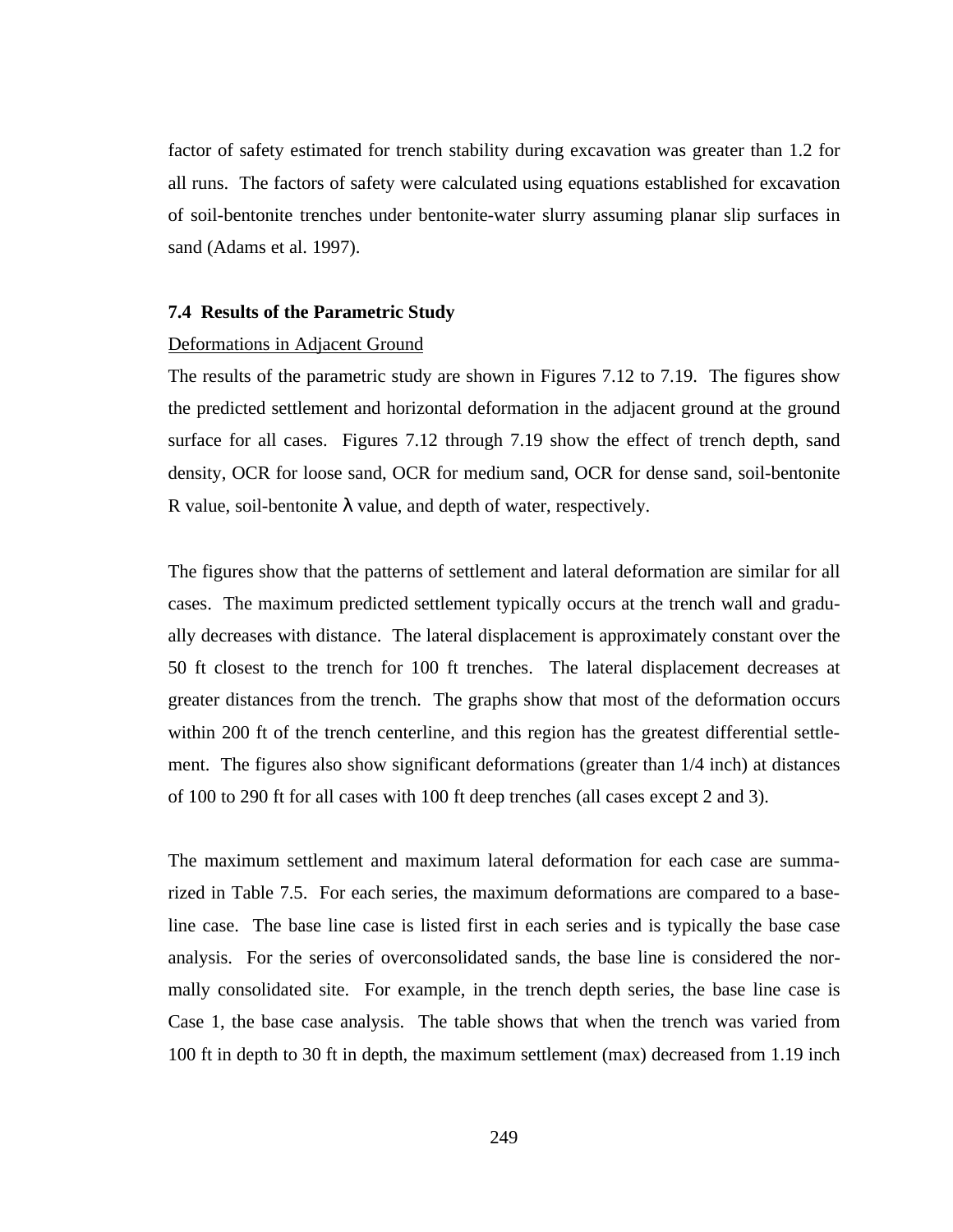factor of safety estimated for trench stability during excavation was greater than 1.2 for all runs. The factors of safety were calculated using equations established for excavation of soil-bentonite trenches under bentonite-water slurry assuming planar slip surfaces in sand (Adams et al. 1997).

### 7.4 Results of the Parametric Study

Deformations in Adjacent Ground

The results of the parametric study are shown in Figures 7.12 to 7.19. The figures show the predicted settlement and horizontal deformation in the adjacent ground at the ground surface for all cases. Figures 7.12 through 7.19 show the effect of trench depth, sand density, OCR for loose sand, OCR for medium sand, OCR for dense sand, soil-bentonite R value, soil-bentonite $\lambda$ value, and depth of water, respectively.

The figures show that the patterns of settlement and lateral deformation are similar for all cases. The maximum predicted settlement typically occurs at the trench wall and gradually decreases with distance. The lateral displacement is approximately constant over the 50 ft closest to the trench for 100 ft trenches. The lateral displacement decreases at greater distances from the trench. The graphs show that most of the deformation occurs within 200 ft of the trench centerline, and this region has the greatest differential settlement. The figures also show significant deformations (greater than 1/4 inch) at distances of 100 to 290 ft for all cases with 100 ft deep trenches (all cases except 2 and 3).

The maximum settlement and maximum lateral deformation for each case are summarized in Table 7.5. For each series, the maximum deformations are compared to a baseline case. The base line case is listed first in each series and is typically the base case analysis. For the series of overconsolidated sands, the base line is considered the normally consolidated site. For example, in the trench depth series, the base line case is Case 1, the base case analysis. The table shows that when the trench was varied from 100 ft in depth to 30 ft in depth, the maximum settlement (max) decreased from 1.19 inch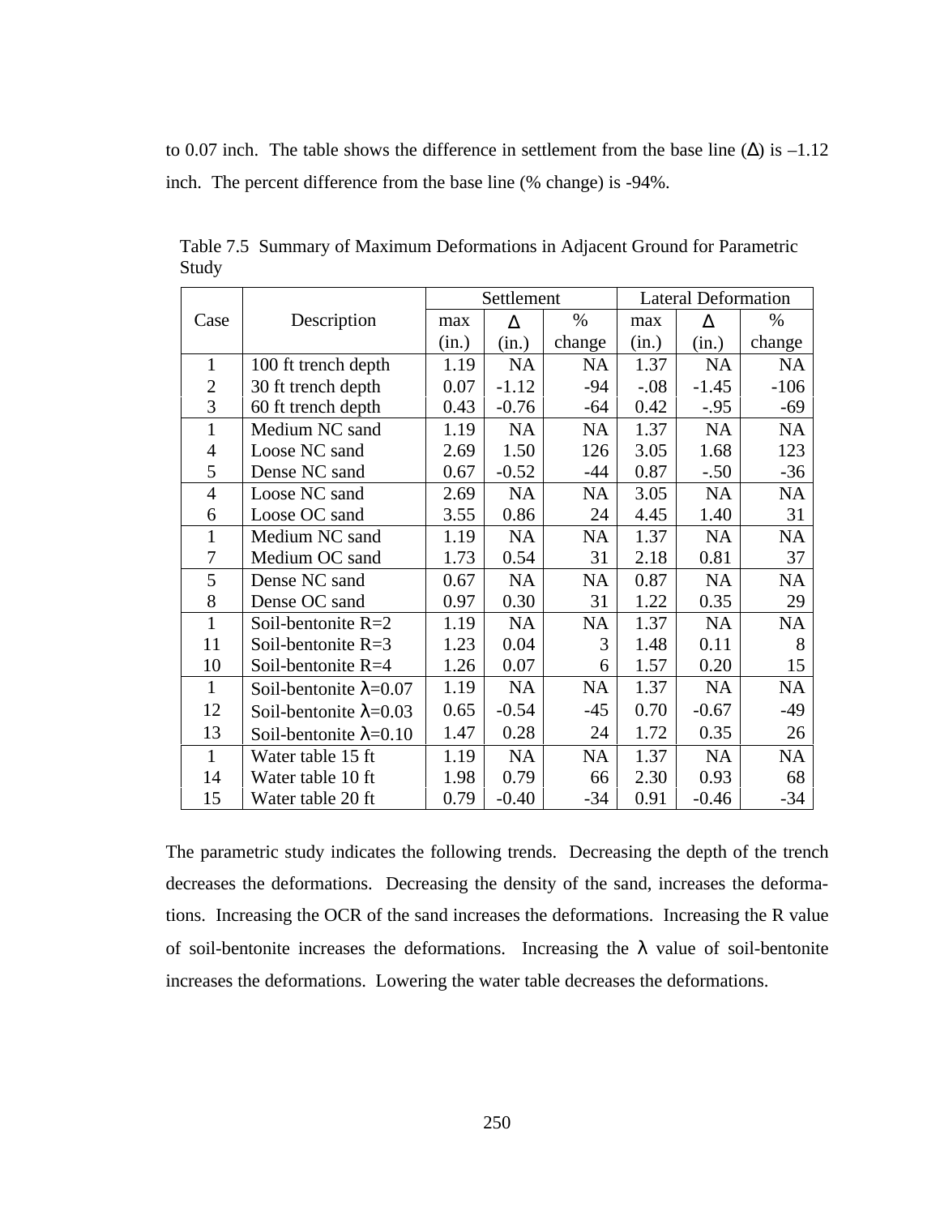to 0.07 inch. The table shows the difference in settlement from the base line (Δ) is –1.12 inch. The percent difference from the base line (% change) is -94%.

Table 7.5 Summary of Maximum Deformations in Adjacent Ground for Parametric Study

| Case | Description | Settlement | | | Lateral Deformation | | |
|---|---|---|---|---|---|---|---|
| | | max (in.) | Δ (in.) | % change | max (in.) | Δ (in.) | % change |
| 1 | 100 ft trench depth | 1.19 | NA | NA | 1.37 | NA | NA |
| 2 | 30 ft trench depth | 0.07 | -1.12 | -94 | -.08 | -1.45 | -106 |
| 3 | 60 ft trench depth | 0.43 | -0.76 | -64 | 0.42 | -.95 | -69 |
| 1 | Medium NC sand | 1.19 | NA | NA | 1.37 | NA | NA |
| 4 | Loose NC sand | 2.69 | 1.50 | 126 | 3.05 | 1.68 | 123 |
| 5 | Dense NC sand | 0.67 | -0.52 | -44 | 0.87 | -.50 | -36 |
| 4 | Loose NC sand | 2.69 | NA | NA | 3.05 | NA | NA |
| 6 | Loose OC sand | 3.55 | 0.86 | 24 | 4.45 | 1.40 | 31 |
| 1 | Medium NC sand | 1.19 | NA | NA | 1.37 | NA | NA |
| 7 | Medium OC sand | 1.73 | 0.54 | 31 | 2.18 | 0.81 | 37 |
| 5 | Dense NC sand | 0.67 | NA | NA | 0.87 | NA | NA |
| 8 | Dense OC sand | 0.97 | 0.30 | 31 | 1.22 | 0.35 | 29 |
| 1 | Soil-bentonite R=2 | 1.19 | NA | NA | 1.37 | NA | NA |
| 11 | Soil-bentonite R=3 | 1.23 | 0.04 | 3 | 1.48 | 0.11 | 8 |
| 10 | Soil-bentonite R=4 | 1.26 | 0.07 | 6 | 1.57 | 0.20 | 15 |
| 1 | Soil-bentonite λ=0.07 | 1.19 | NA | NA | 1.37 | NA | NA |
| 12 | Soil-bentonite λ=0.03 | 0.65 | -0.54 | -45 | 0.70 | -0.67 | -49 |
| 13 | Soil-bentonite λ=0.10 | 1.47 | 0.28 | 24 | 1.72 | 0.35 | 26 |
| 1 | Water table 15 ft | 1.19 | NA | NA | 1.37 | NA | NA |
| 14 | Water table 10 ft | 1.98 | 0.79 | 66 | 2.30 | 0.93 | 68 |
| 15 | Water table 20 ft | 0.79 | -0.40 | -34 | 0.91 | -0.46 | -34 |

The parametric study indicates the following trends. Decreasing the depth of the trench decreases the deformations. Decreasing the density of the sand, increases the deformations. Increasing the OCR of the sand increases the deformations. Increasing the R value of soil-bentonite increases the deformations. Increasing the λ value of soil-bentonite increases the deformations. Lowering the water table decreases the deformations.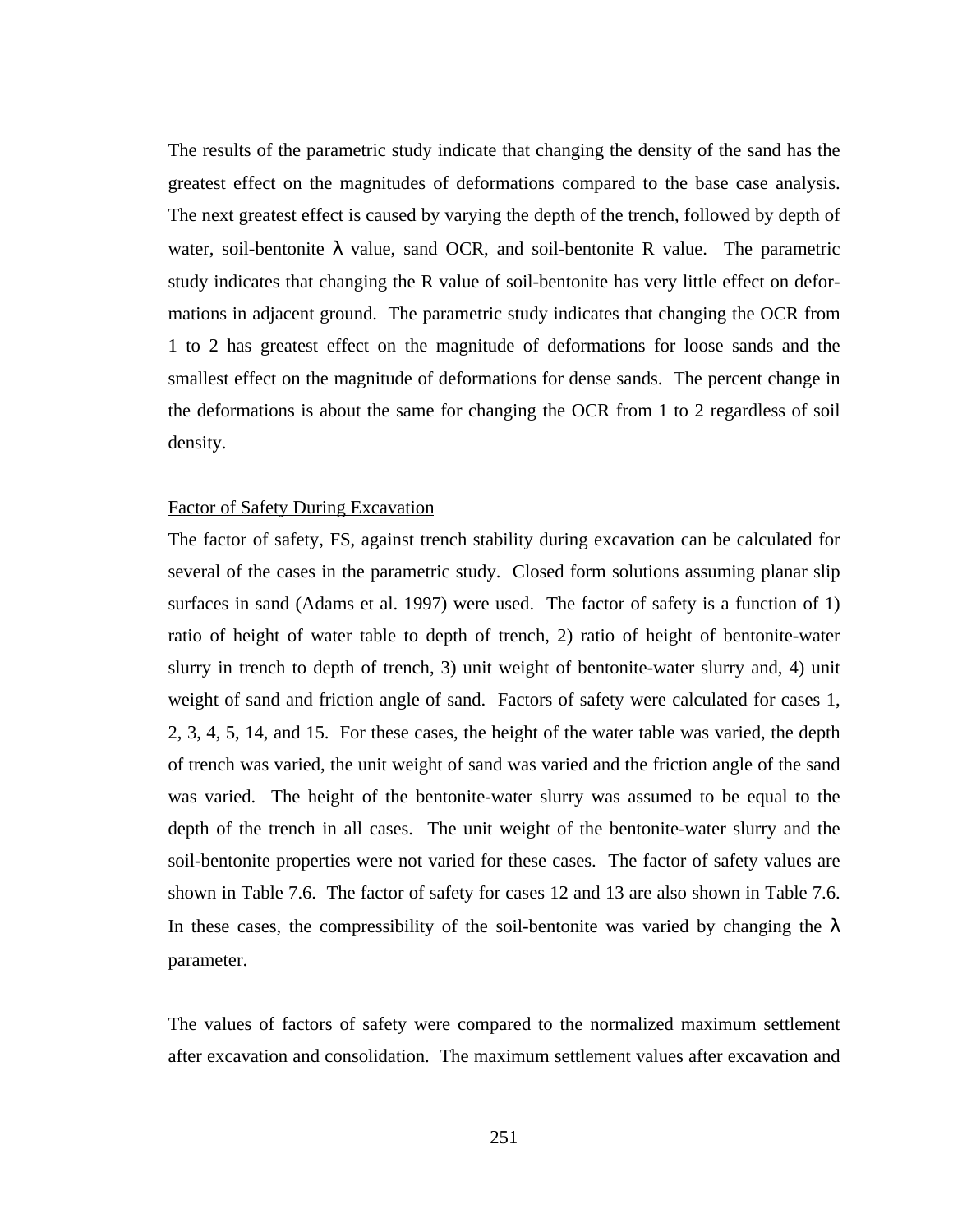The results of the parametric study indicate that changing the density of the sand has the greatest effect on the magnitudes of deformations compared to the base case analysis. The next greatest effect is caused by varying the depth of the trench, followed by depth of water, soil-bentonite $\lambda$ value, sand OCR, and soil-bentonite R value. The parametric study indicates that changing the R value of soil-bentonite has very little effect on deformations in adjacent ground. The parametric study indicates that changing the OCR from 1 to 2 has greatest effect on the magnitude of deformations for loose sands and the smallest effect on the magnitude of deformations for dense sands. The percent change in the deformations is about the same for changing the OCR from 1 to 2 regardless of soil density.

Factor of Safety During Excavation

The factor of safety, FS, against trench stability during excavation can be calculated for several of the cases in the parametric study. Closed form solutions assuming planar slip surfaces in sand (Adams et al. 1997) were used. The factor of safety is a function of 1) ratio of height of water table to depth of trench, 2) ratio of height of bentonite-water slurry in trench to depth of trench, 3) unit weight of bentonite-water slurry and, 4) unit weight of sand and friction angle of sand. Factors of safety were calculated for cases 1, 2, 3, 4, 5, 14, and 15. For these cases, the height of the water table was varied, the depth of trench was varied, the unit weight of sand was varied and the friction angle of the sand was varied. The height of the bentonite-water slurry was assumed to be equal to the depth of the trench in all cases. The unit weight of the bentonite-water slurry and the soil-bentonite properties were not varied for these cases. The factor of safety values are shown in Table 7.6. The factor of safety for cases 12 and 13 are also shown in Table 7.6. In these cases, the compressibility of the soil-bentonite was varied by changing the $\lambda$ parameter.

The values of factors of safety were compared to the normalized maximum settlement after excavation and consolidation. The maximum settlement values after excavation and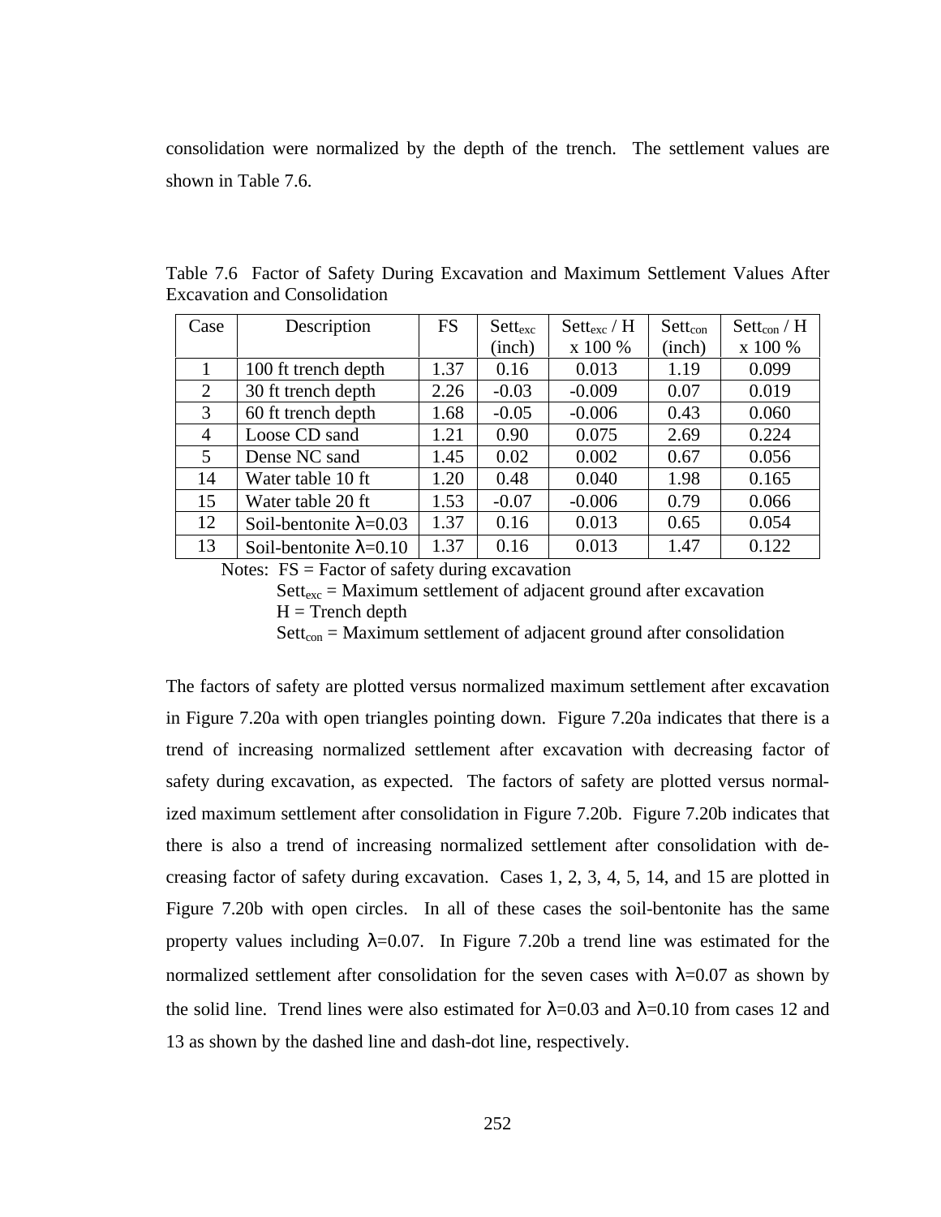consolidation were normalized by the depth of the trench. The settlement values are shown in Table 7.6.

Table 7.6 Factor of Safety During Excavation and Maximum Settlement Values After Excavation and Consolidation

| Case | Description | FS | $Sett_{exc}$ (inch) | $Sett_{exc}$ / H x 100 % | $Sett_{con}$ (inch) | $Sett_{con}$ / H x 100 % |
|---|---|---|---|---|---|---|
| 1 | 100 ft trench depth | 1.37 | 0.16 | 0.013 | 1.19 | 0.099 |
| 2 | 30 ft trench depth | 2.26 | -0.03 | -0.009 | 0.07 | 0.019 |
| 3 | 60 ft trench depth | 1.68 | -0.05 | -0.006 | 0.43 | 0.060 |
| 4 | Loose CD sand | 1.21 | 0.90 | 0.075 | 2.69 | 0.224 |
| 5 | Dense NC sand | 1.45 | 0.02 | 0.002 | 0.67 | 0.056 |
| 14 | Water table 10 ft | 1.20 | 0.48 | 0.040 | 1.98 | 0.165 |
| 15 | Water table 20 ft | 1.53 | -0.07 | -0.006 | 0.79 | 0.066 |
| 12 | Soil-bentonite $\lambda$=0.03 | 1.37 | 0.16 | 0.013 | 0.65 | 0.054 |
| 13 | Soil-bentonite $\lambda$=0.10 | 1.37 | 0.16 | 0.013 | 1.47 | 0.122 |

Notes: FS = Factor of safety during excavation
$Sett_{exc}$ = Maximum settlement of adjacent ground after excavation
H = Trench depth
$Sett_{con}$ = Maximum settlement of adjacent ground after consolidation

The factors of safety are plotted versus normalized maximum settlement after excavation in Figure 7.20a with open triangles pointing down. Figure 7.20a indicates that there is a trend of increasing normalized settlement after excavation with decreasing factor of safety during excavation, as expected. The factors of safety are plotted versus normalized maximum settlement after consolidation in Figure 7.20b. Figure 7.20b indicates that there is also a trend of increasing normalized settlement after consolidation with decreasing factor of safety during excavation. Cases 1, 2, 3, 4, 5, 14, and 15 are plotted in Figure 7.20b with open circles. In all of these cases the soil-bentonite has the same property values including $\lambda$=0.07. In Figure 7.20b a trend line was estimated for the normalized settlement after consolidation for the seven cases with $\lambda$=0.07 as shown by the solid line. Trend lines were also estimated for $\lambda$=0.03 and $\lambda$=0.10 from cases 12 and 13 as shown by the dashed line and dash-dot line, respectively.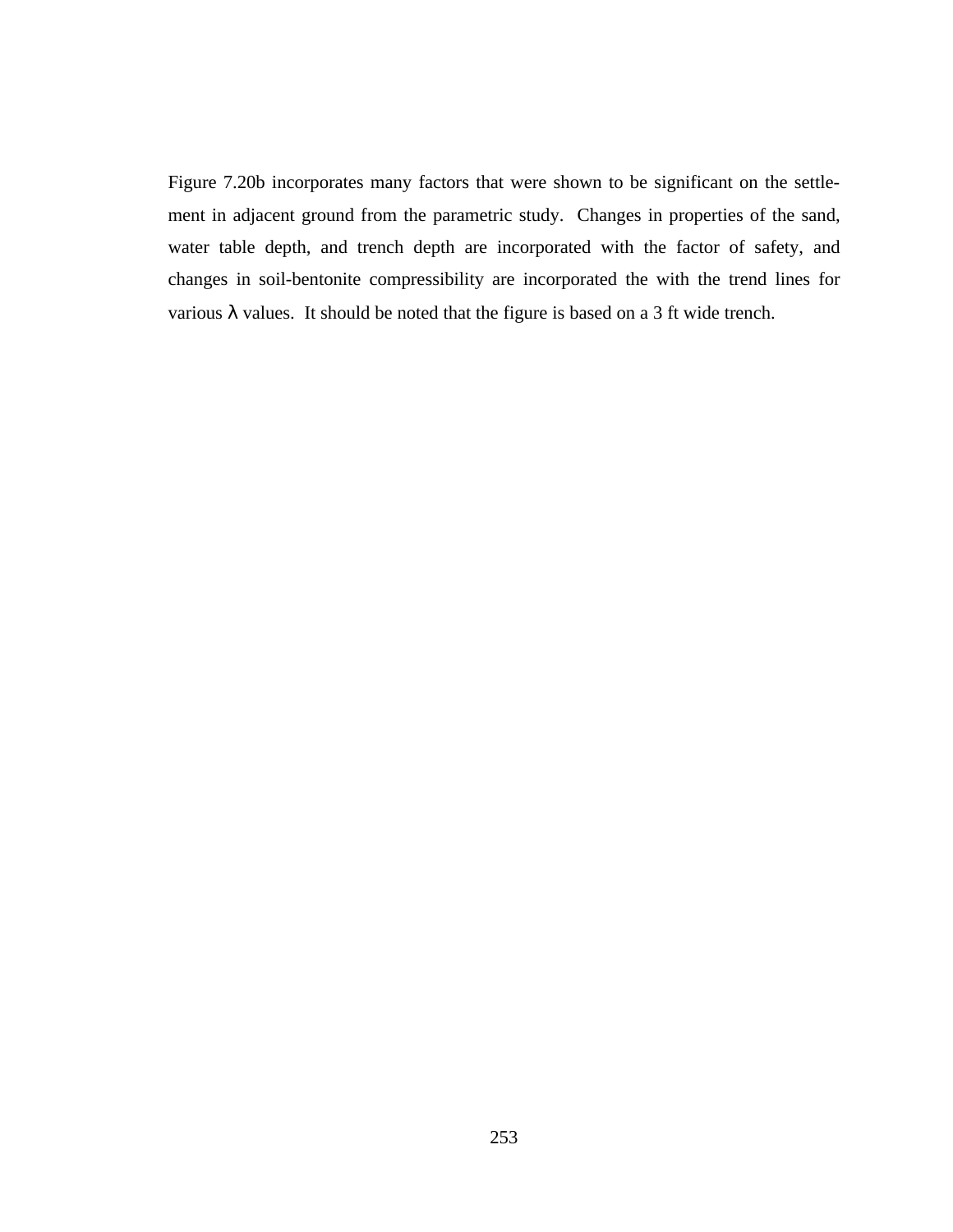Figure 7.20b incorporates many factors that were shown to be significant on the settlement in adjacent ground from the parametric study. Changes in properties of the sand, water table depth, and trench depth are incorporated with the factor of safety, and changes in soil-bentonite compressibility are incorporated the with the trend lines for various $\lambda$ values. It should be noted that the figure is based on a 3 ft wide trench.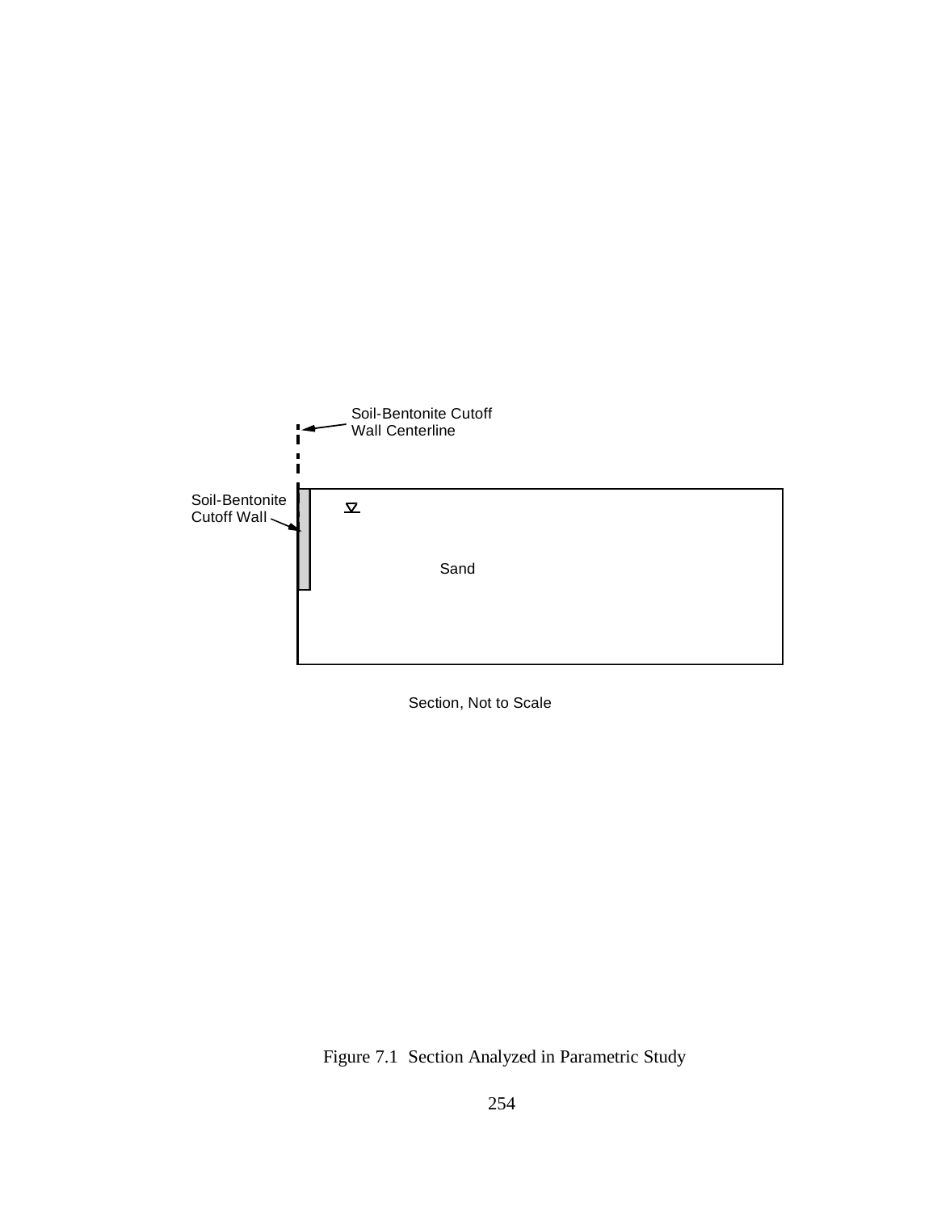Soil-Bentonite Cutoff Wall Centerline

Soil-Bentonite Cutoff Wall

Sand

Section, Not to Scale

Figure 7.1 Section Analyzed in Parametric Study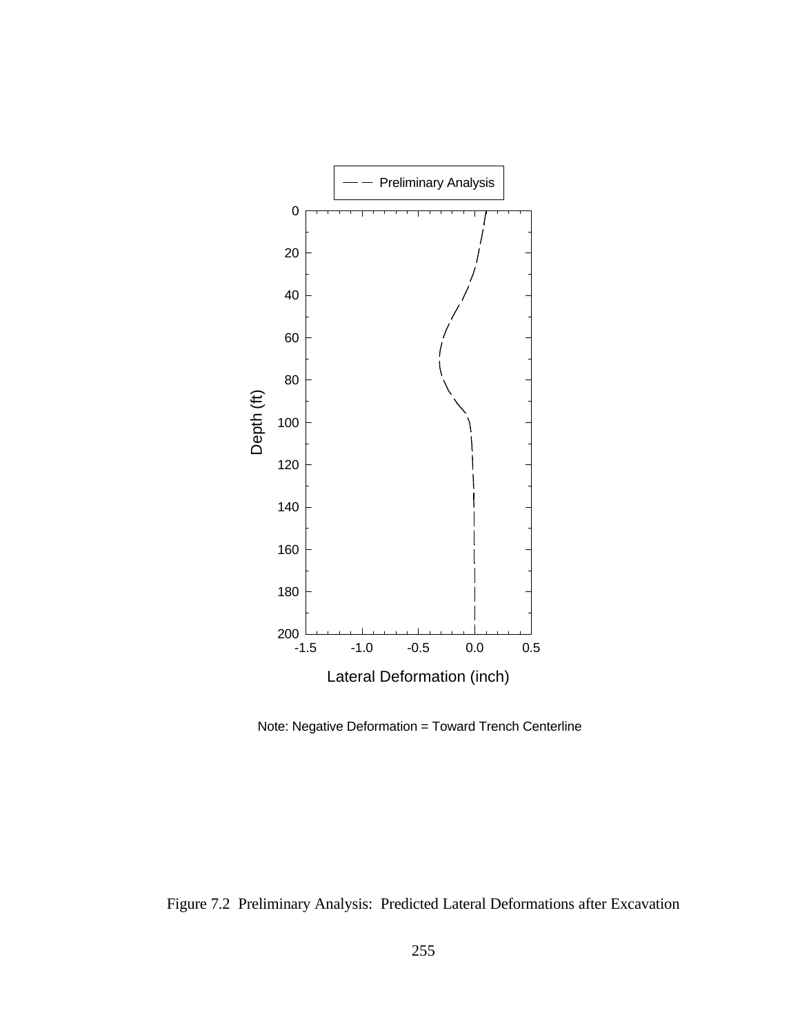Note: Negative Deformation = Toward Trench Centerline

Figure 7.2 Preliminary Analysis: Predicted Lateral Deformations after Excavation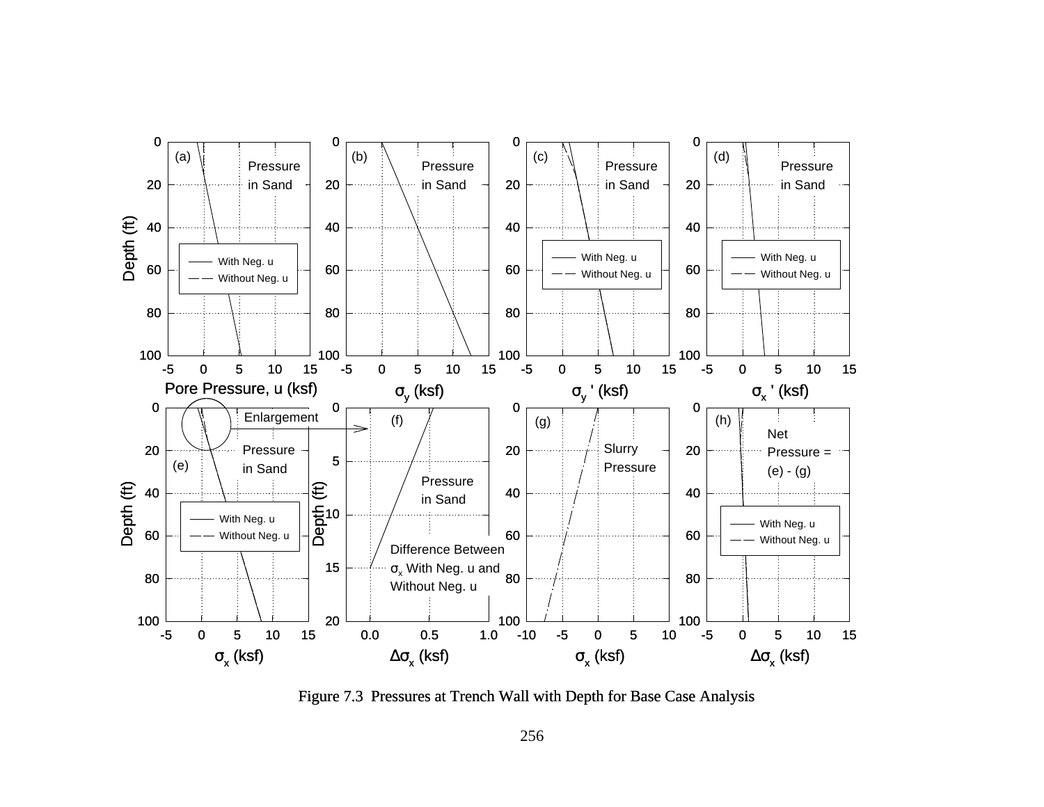Figure 7.3 Pressures at Trench Wall with Depth for Base Case Analysis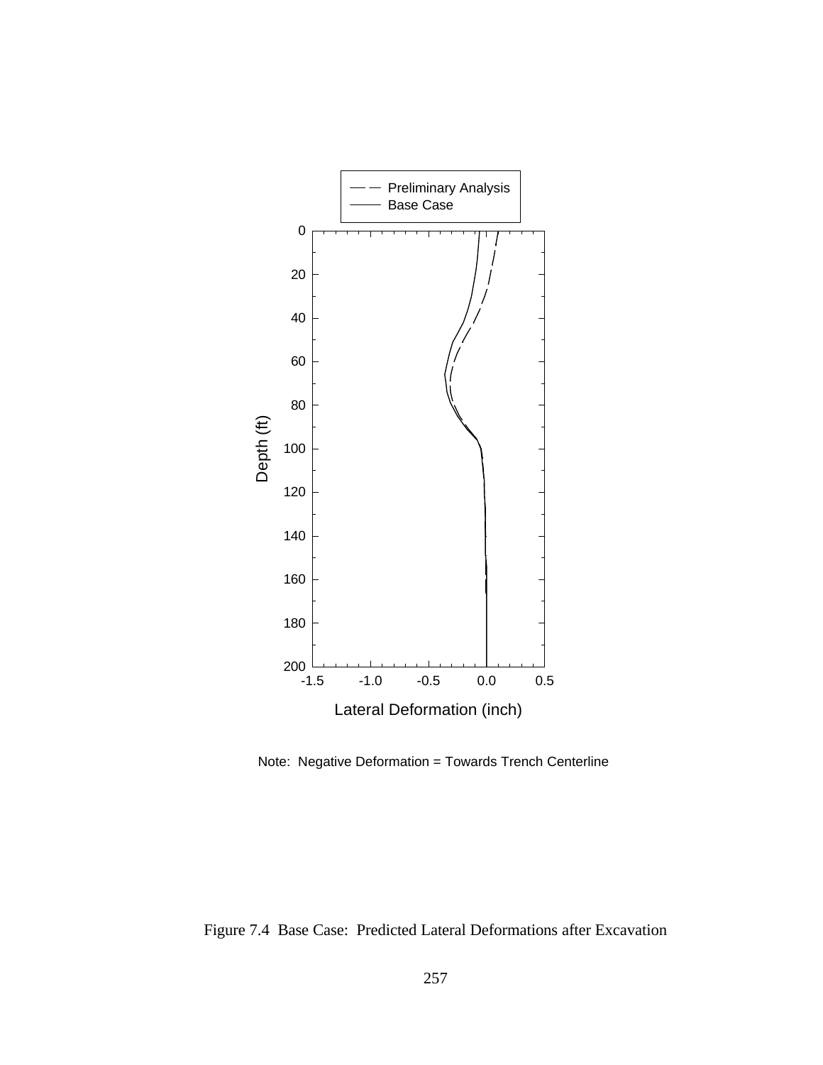Note: Negative Deformation = Towards Trench Centerline

Figure 7.4 Base Case: Predicted Lateral Deformations after Excavation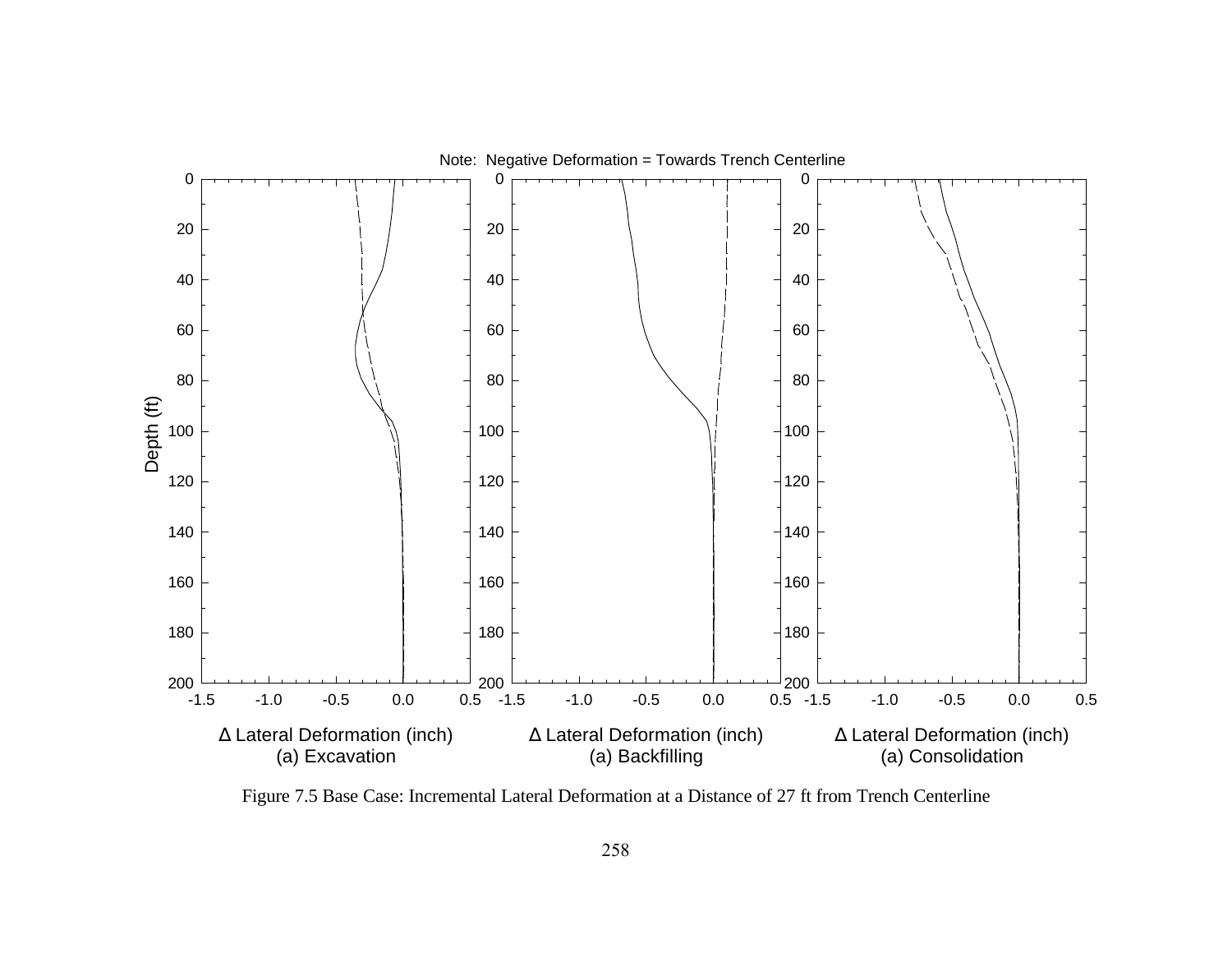Note: Negative Deformation = Towards Trench Centerline

Figure 7.5 Base Case: Incremental Lateral Deformation at a Distance of 27 ft from Trench Centerline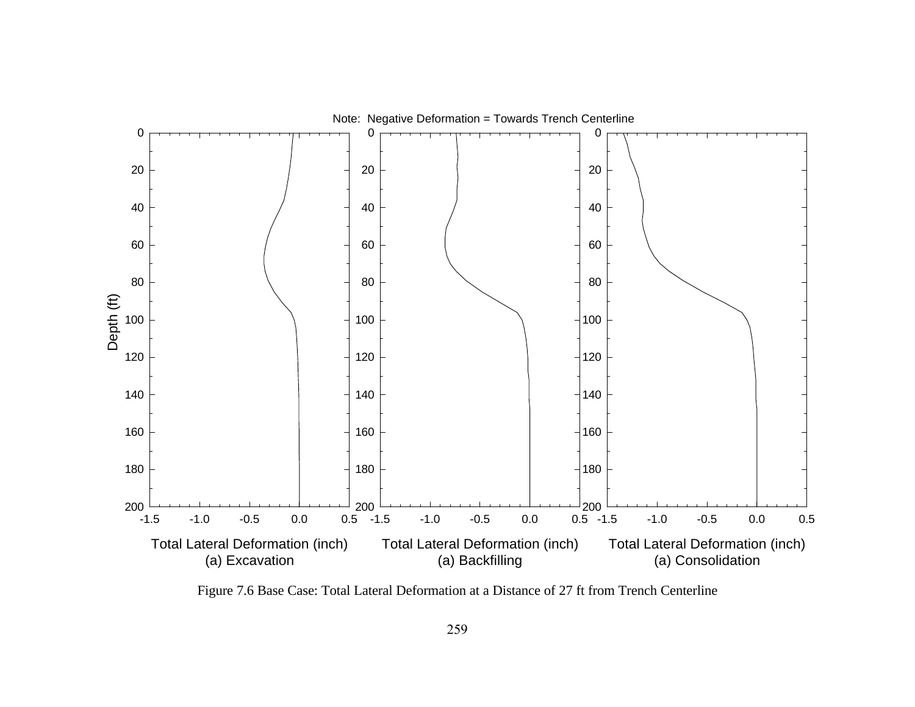Note: Negative Deformation = Towards Trench Centerline

Total Lateral Deformation (inch)
(a) Excavation

Total Lateral Deformation (inch)
(a) Backfilling

Total Lateral Deformation (inch)
(a) Consolidation

Figure 7.6 Base Case: Total Lateral Deformation at a Distance of 27 ft from Trench Centerline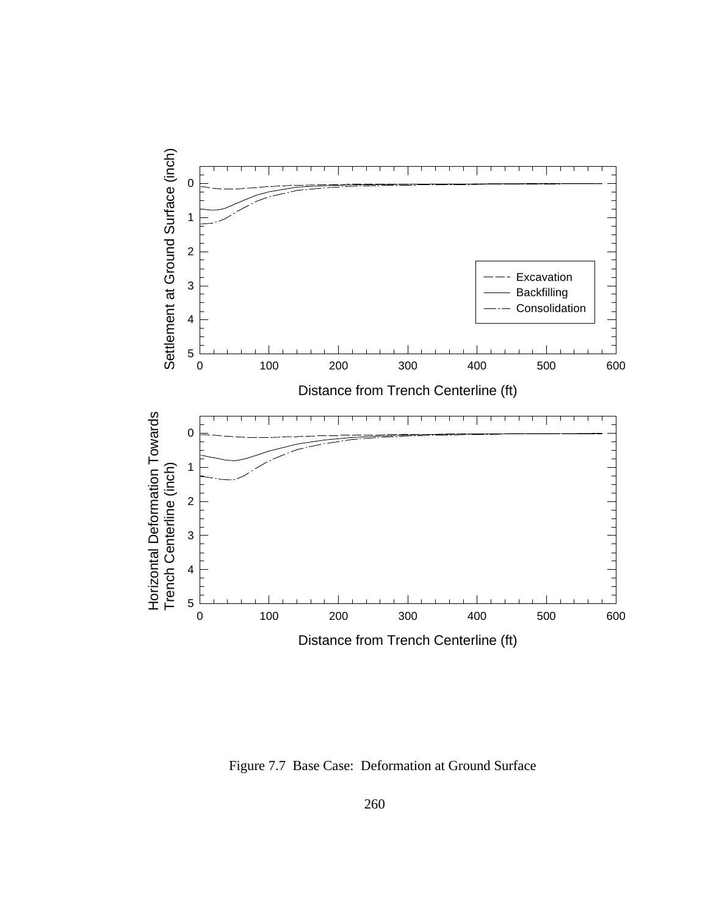Figure 7.7 Base Case: Deformation at Ground Surface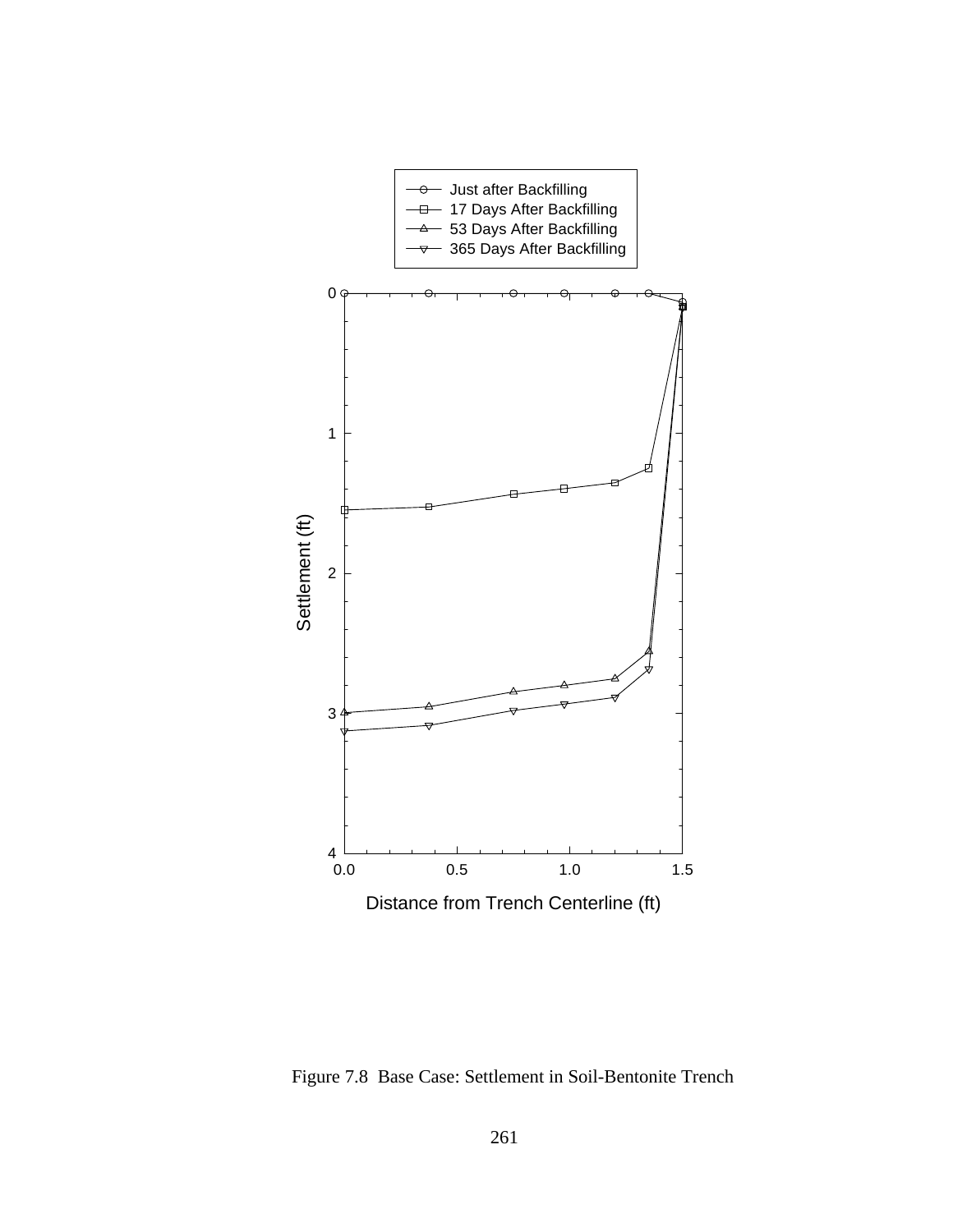Figure 7.8 Base Case: Settlement in Soil-Bentonite Trench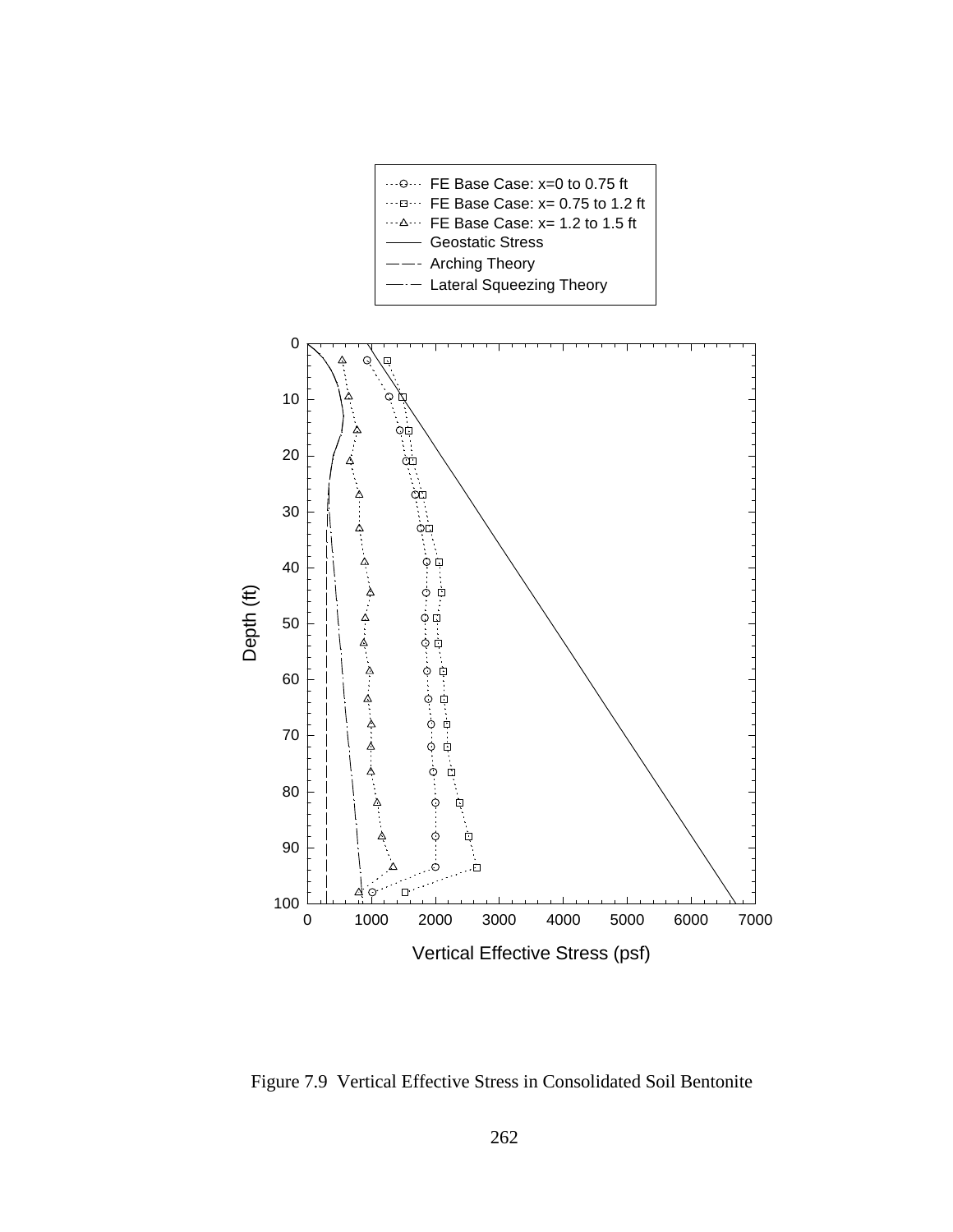Figure 7.9 Vertical Effective Stress in Consolidated Soil Bentonite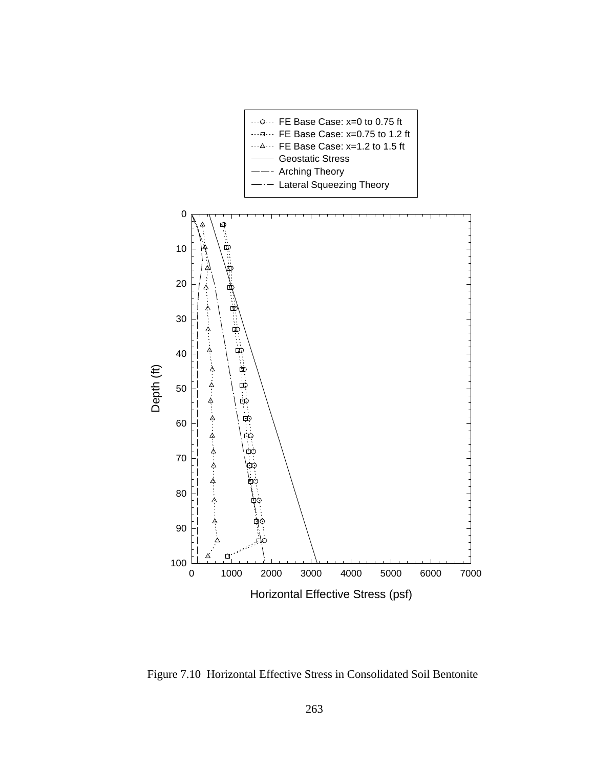Figure 7.10 Horizontal Effective Stress in Consolidated Soil Bentonite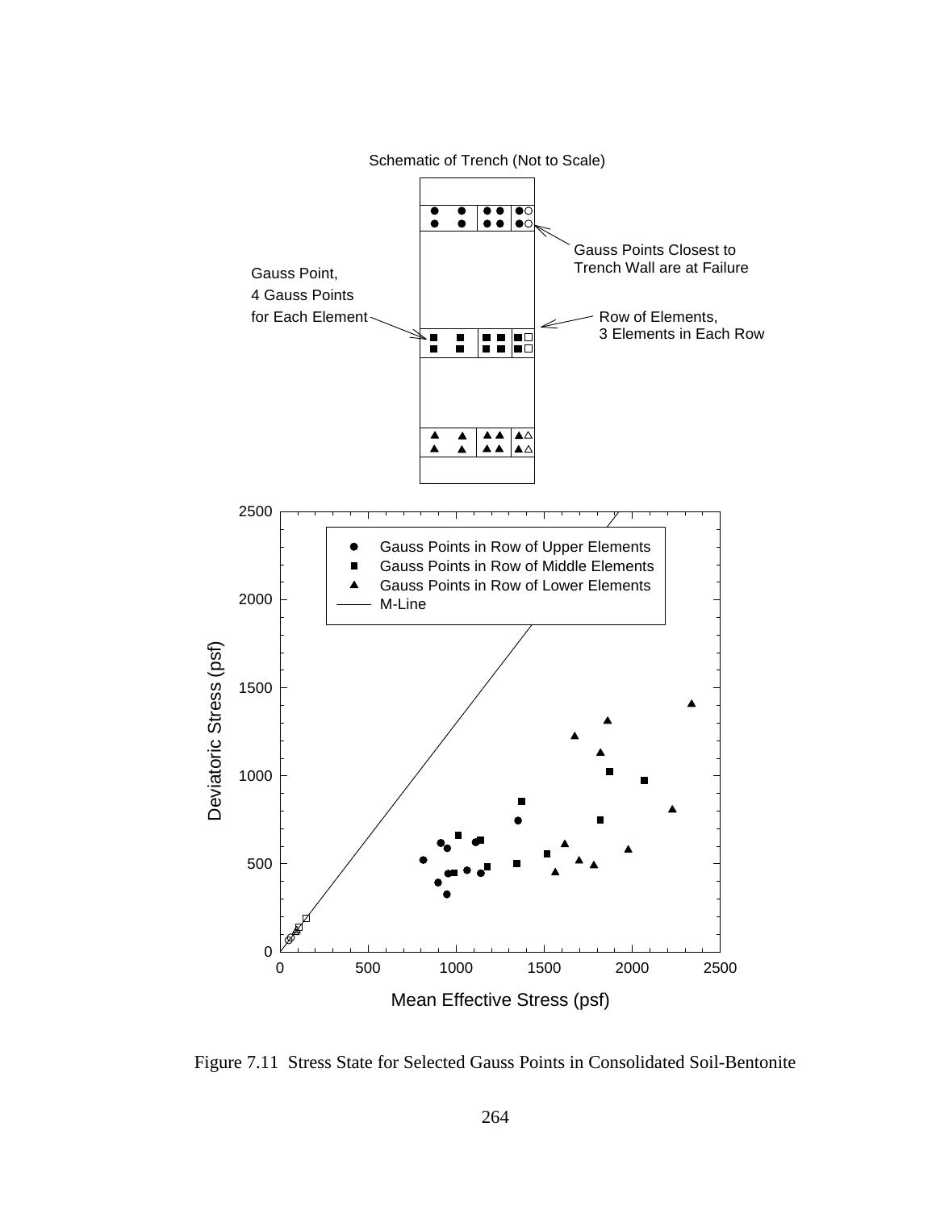Schematic of Trench (Not to Scale)

Gauss Points Closest to Trench Wall are at Failure

Gauss Point, 4 Gauss Points for Each Element

Row of Elements, 3 Elements in Each Row

- ● Gauss Points in Row of Upper Elements
- ■ Gauss Points in Row of Middle Elements
- ▲ Gauss Points in Row of Lower Elements
- —— M-Line

Deviatoric Stress (psf)

Mean Effective Stress (psf)

Figure 7.11 Stress State for Selected Gauss Points in Consolidated Soil-Bentonite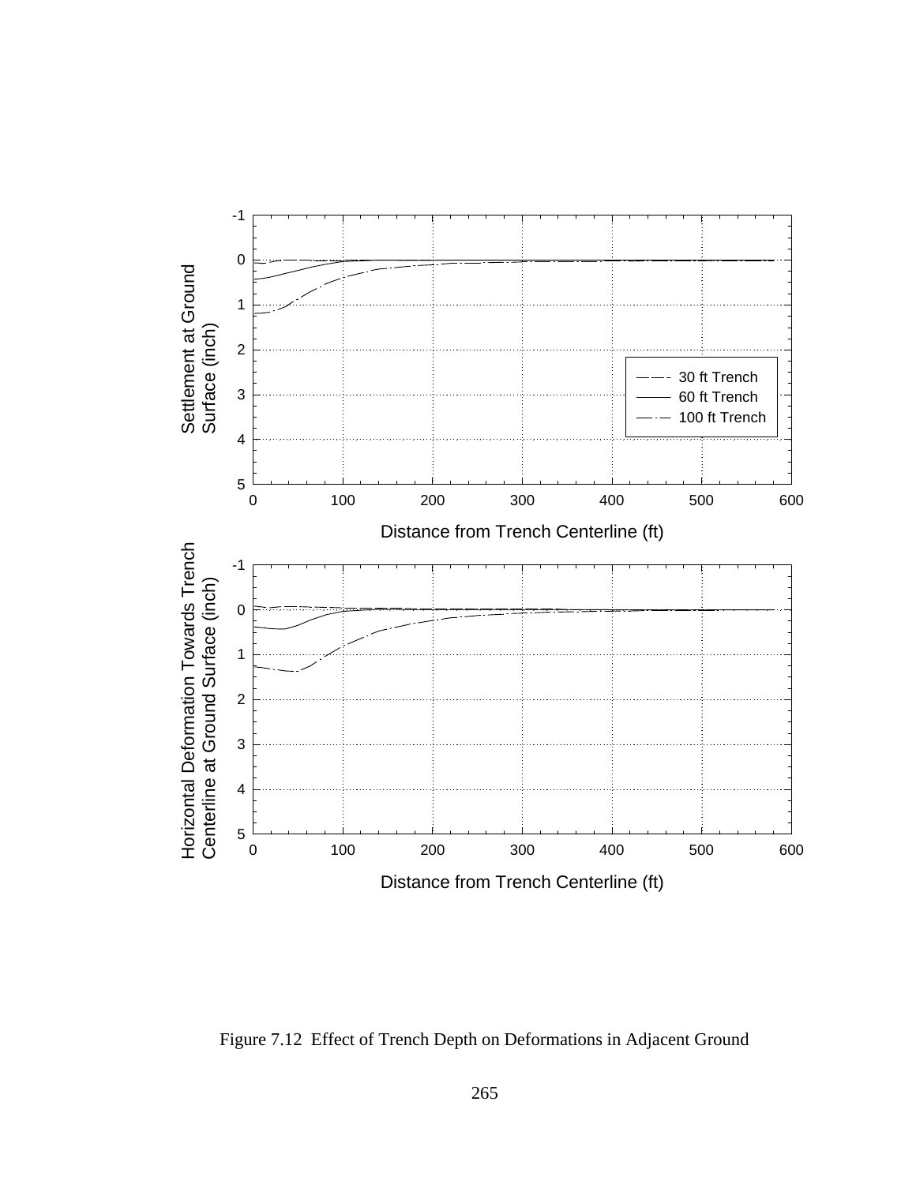Figure 7.12 Effect of Trench Depth on Deformations in Adjacent Ground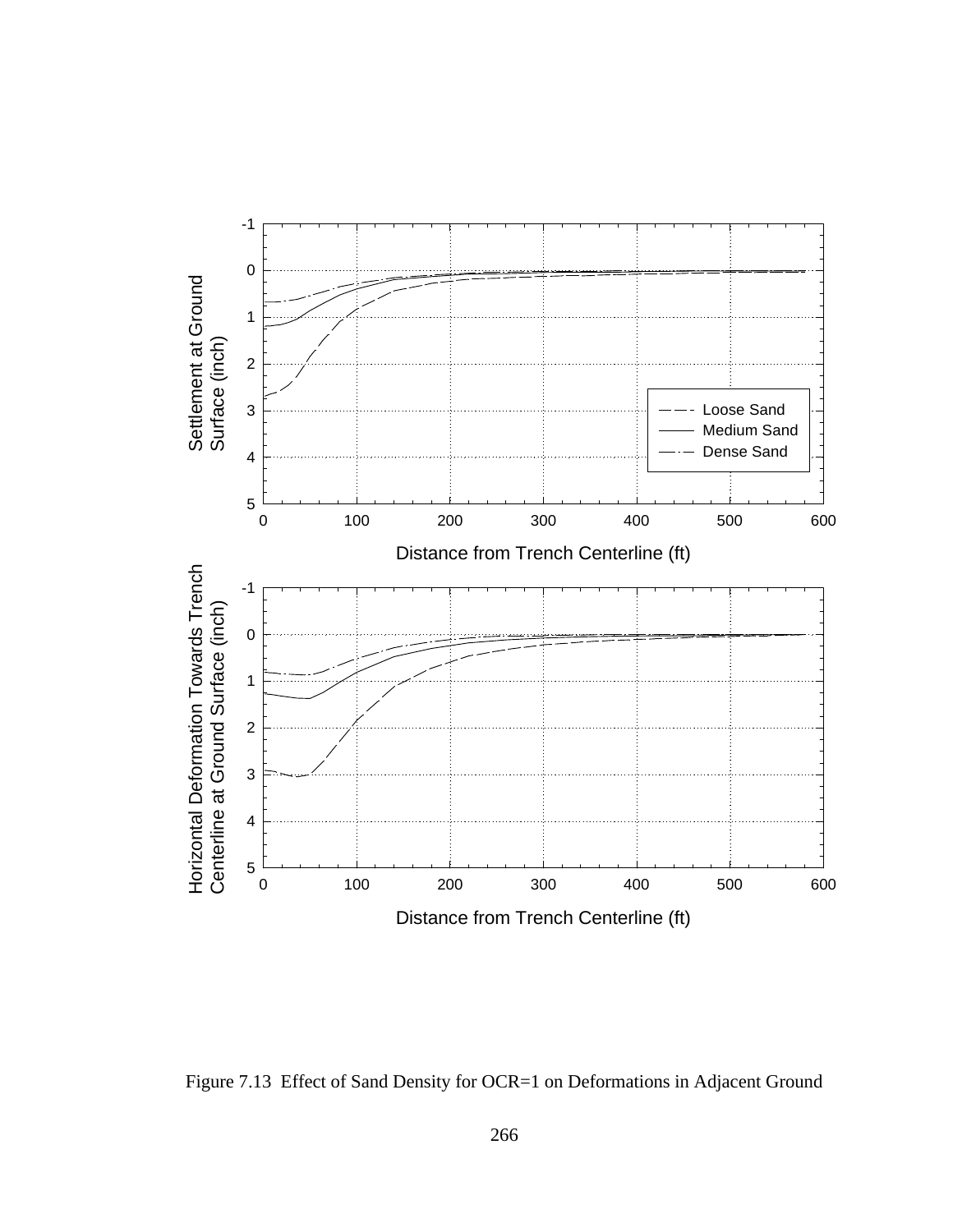Figure 7.13 Effect of Sand Density for OCR=1 on Deformations in Adjacent Ground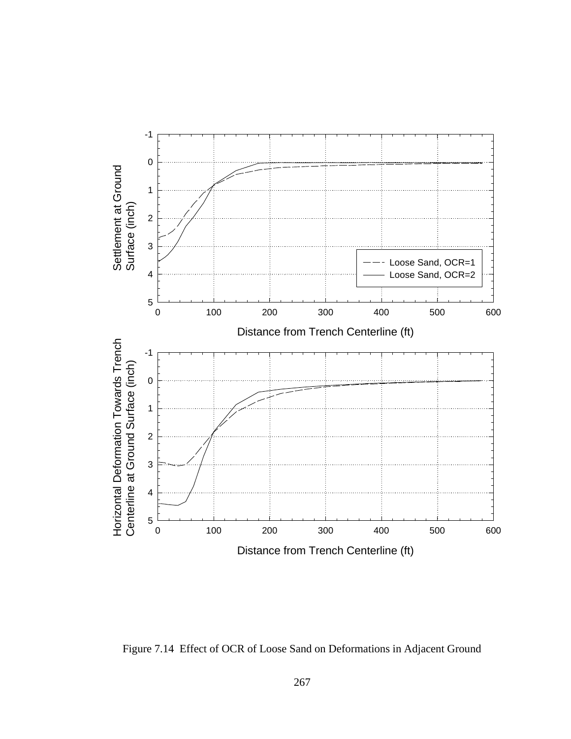Figure 7.14 Effect of OCR of Loose Sand on Deformations in Adjacent Ground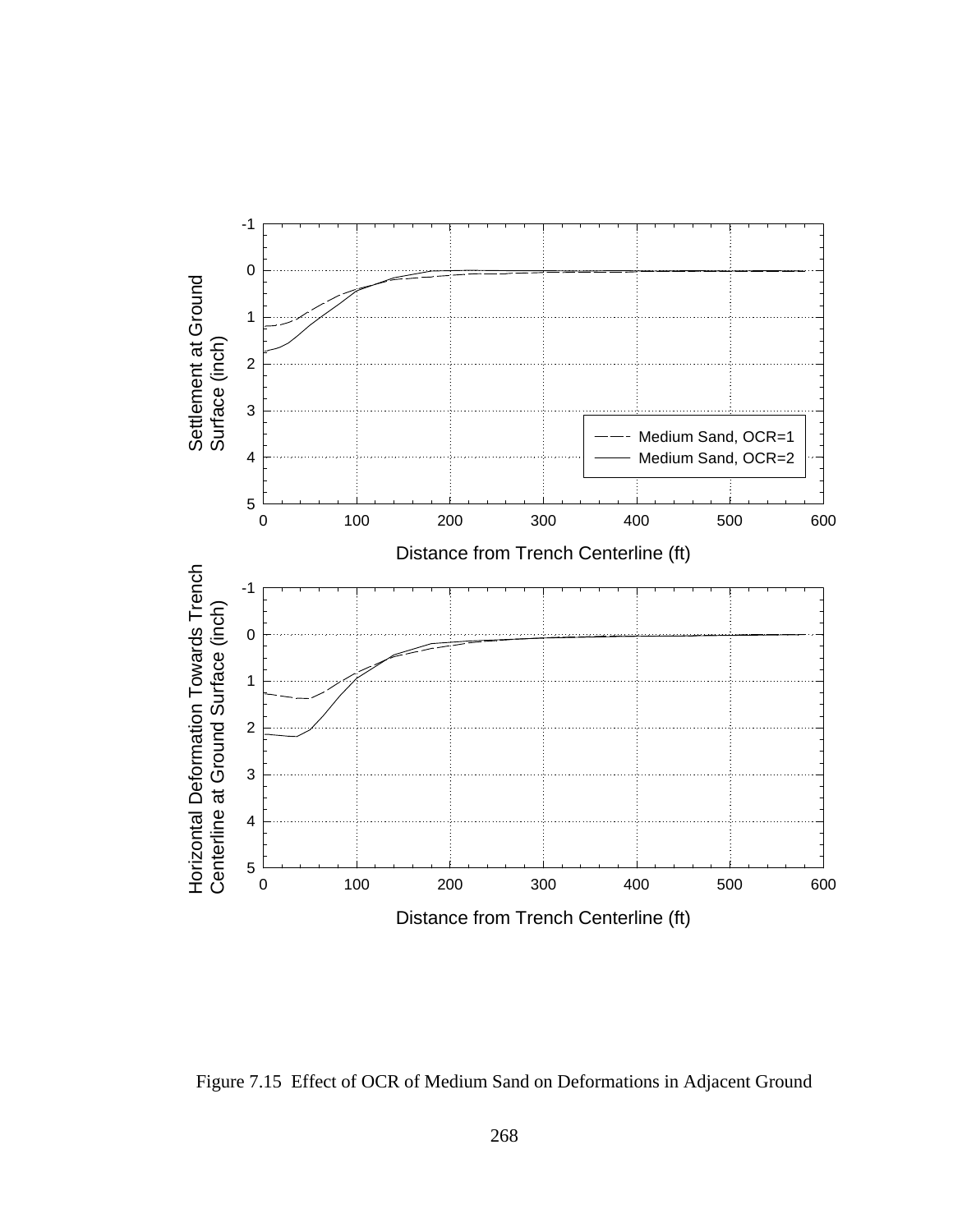Figure 7.15 Effect of OCR of Medium Sand on Deformations in Adjacent Ground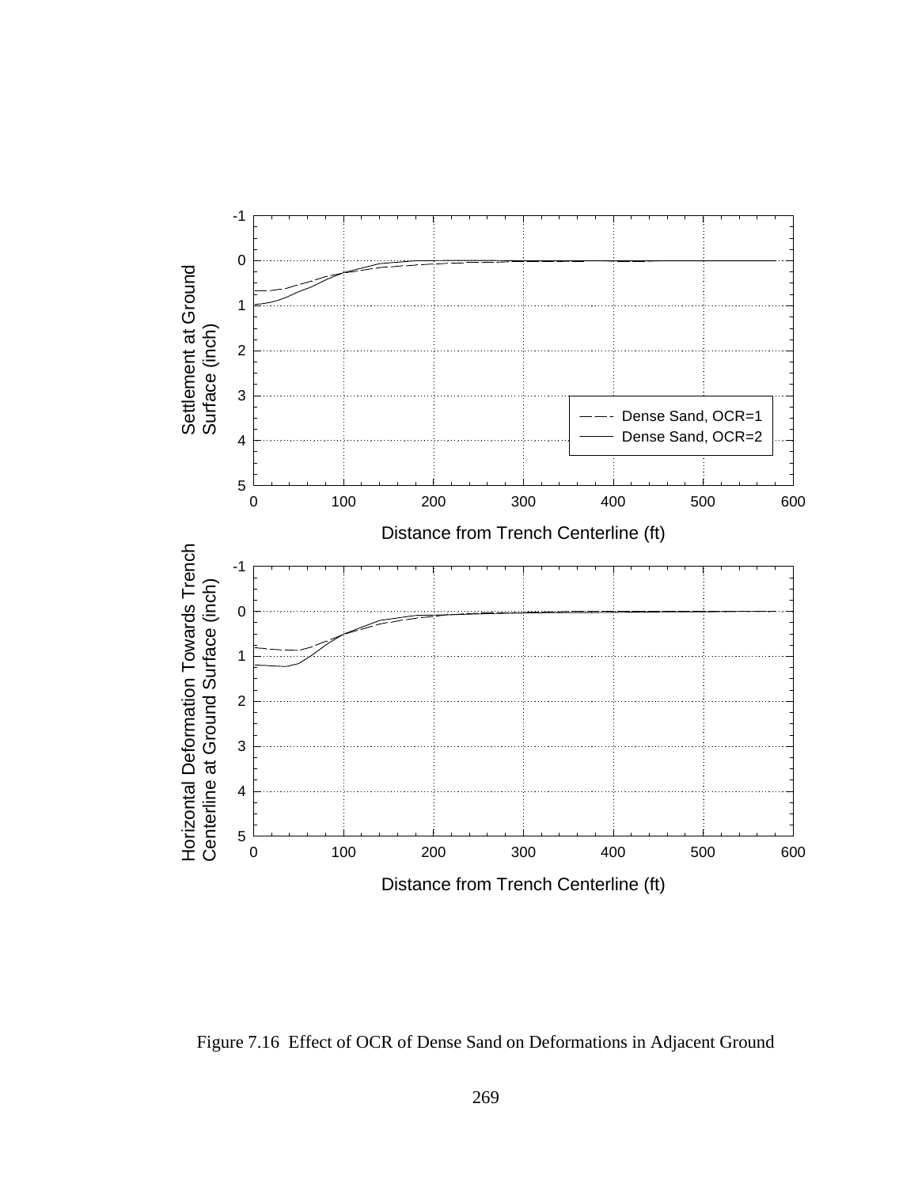Figure 7.16 Effect of OCR of Dense Sand on Deformations in Adjacent Ground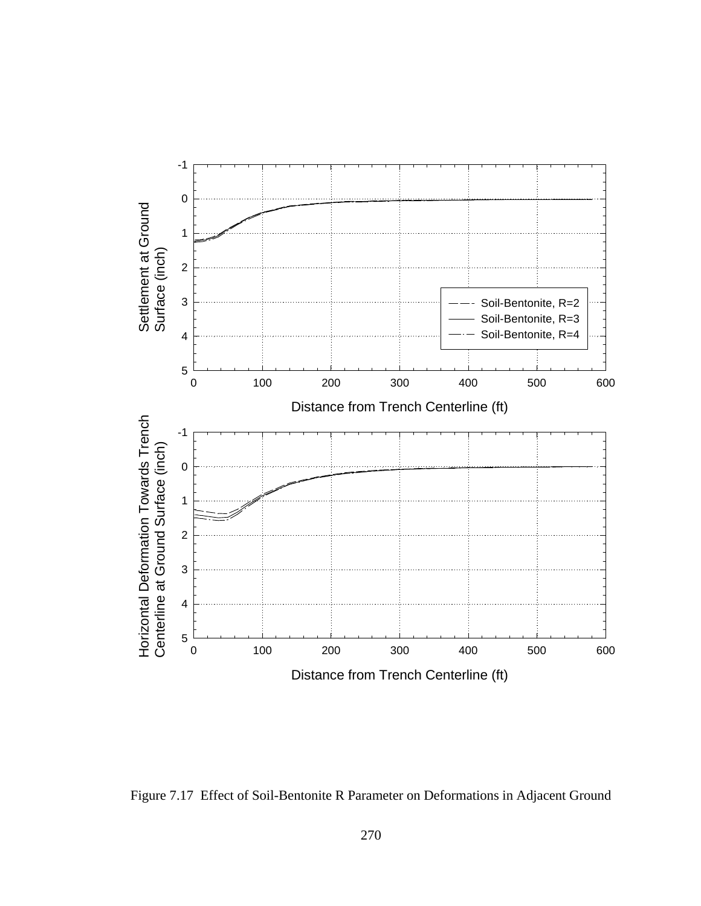Figure 7.17  Effect of Soil-Bentonite R Parameter on Deformations in Adjacent Ground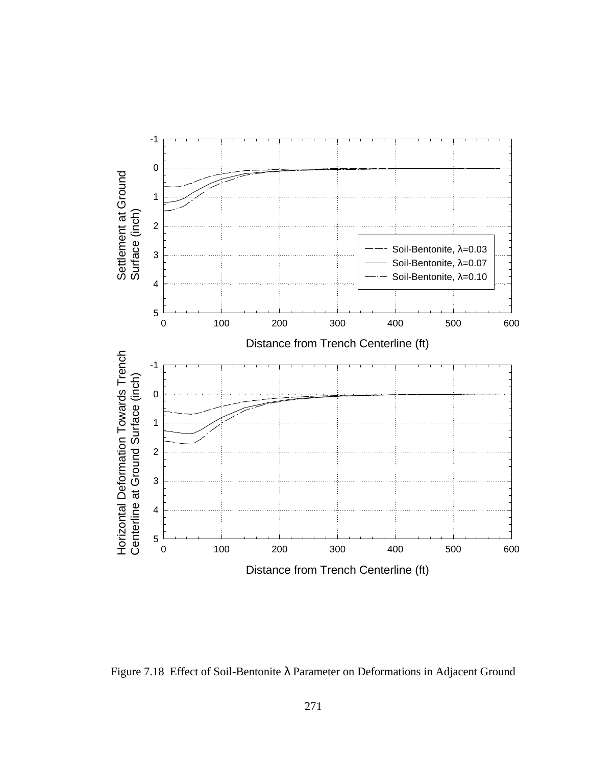Figure 7.18 Effect of Soil-Bentonite λ Parameter on Deformations in Adjacent Ground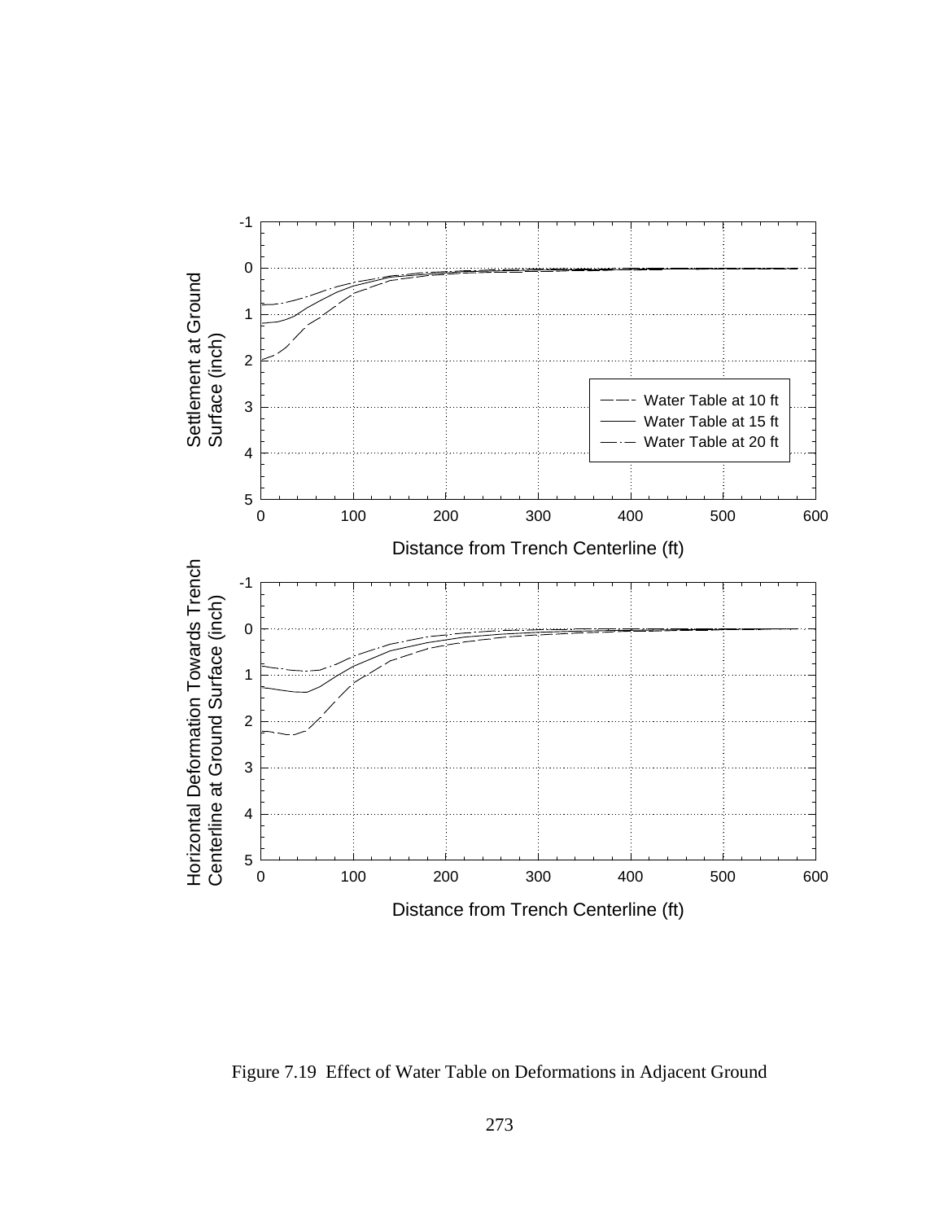Figure 7.19  Effect of Water Table on Deformations in Adjacent Ground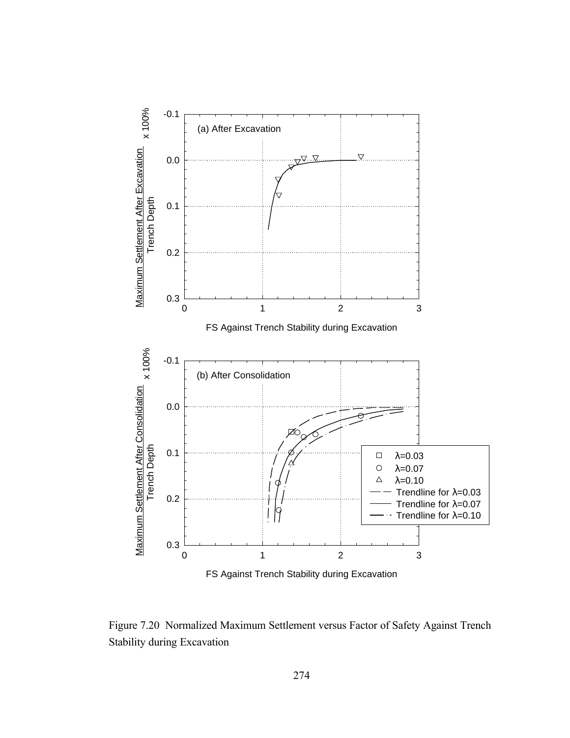(a) After Excavation

Maximum Settlement After Excavation / Trench Depth x 100%

-0.1
0.0
0.1
0.2
0.3

0
1
2
3

FS Against Trench Stability during Excavation

(b) After Consolidation

Maximum Settlement After Consolidation / Trench Depth x 100%

-0.1
0.0
0.1
0.2
0.3

0
1
2
3

FS Against Trench Stability during Excavation

λ=0.03
λ=0.07
λ=0.10
Trendline for λ=0.03
Trendline for λ=0.07
Trendline for λ=0.10

Figure 7.20 Normalized Maximum Settlement versus Factor of Safety Against Trench Stability during Excavation